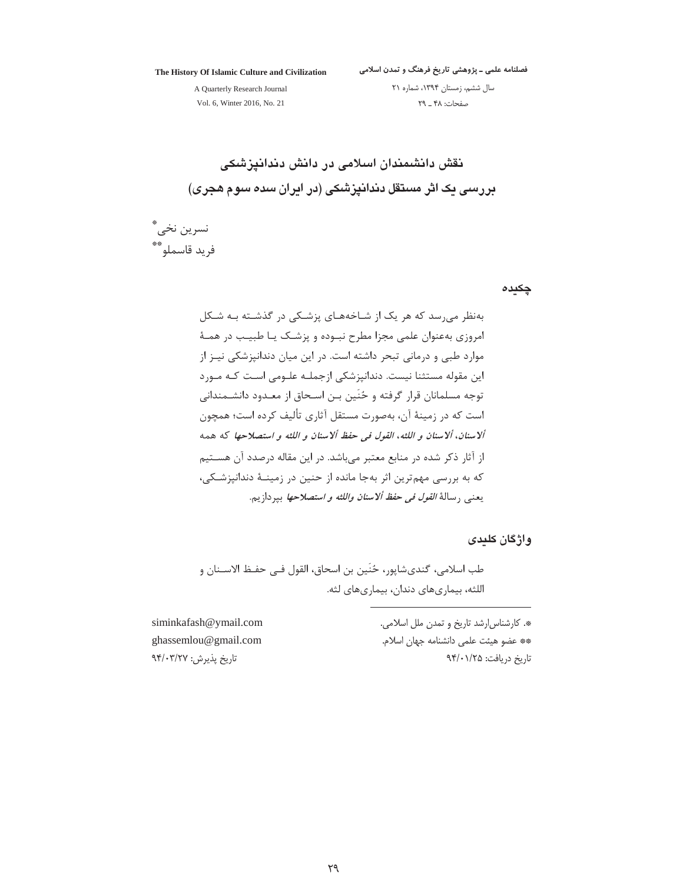# نقش دانشمندان اسلامی در دانش دندانپزشکی
## بررسی یک اثر مستقل دندانپزشکی (در ایران سده سوم هجری)

نسرین نخی[*]
فرید قاسملو[**]

### چکیده

به‌نظر می‌رسد که هر یک از شاخه‌های پزشکی در گذشته به شکل امروزی به‌عنوان علمی مجزا مطرح نبوده و پزشک یا طبیب در همهٔ موارد طبی و درمانی تبحر داشته است. در این میان دندانپزشکی نیز از این مقوله مستثنا نیست. دندانپزشکی ازجمله علومی است که مورد توجه مسلمانان قرار گرفته و حُنَین بن اسحاق از معدود دانشمندانی است که در زمینهٔ آن، به‌صورت مستقل آثاری تألیف کرده است؛ همچون *ألاسنان، ألاسنان و اللثه، القول فی حفظ ألاسنان و اللثه و استصلاحها* که همه از آثار ذکر شده در منابع معتبر می‌باشد. در این مقاله درصدد آن هستیم که به بررسی مهم‌ترین اثر به‌جا مانده از حنین در زمینهٔ دندانپزشکی، یعنی رسالهٔ *القول فی حفظ ألاسنان واللثه و استصلاحها* بپردازیم.

### واژگان کلیدی

طب اسلامی، گندی‌شاپور، حُنَین بن اسحاق، القول فی حفظ الاسنان و اللثه، بیماری‌های دندان، بیماری‌های لثه.

---

*. کارشناس‌ارشد تاریخ و تمدن ملل اسلامی.
siminkafash@ymail.com

**. عضو هیئت علمی دانشنامه جهان اسلام.
ghassemlou@gmail.com

تاریخ دریافت: ۹۴/۰۱/۲۵
تاریخ پذیرش: ۹۴/۰۳/۲۷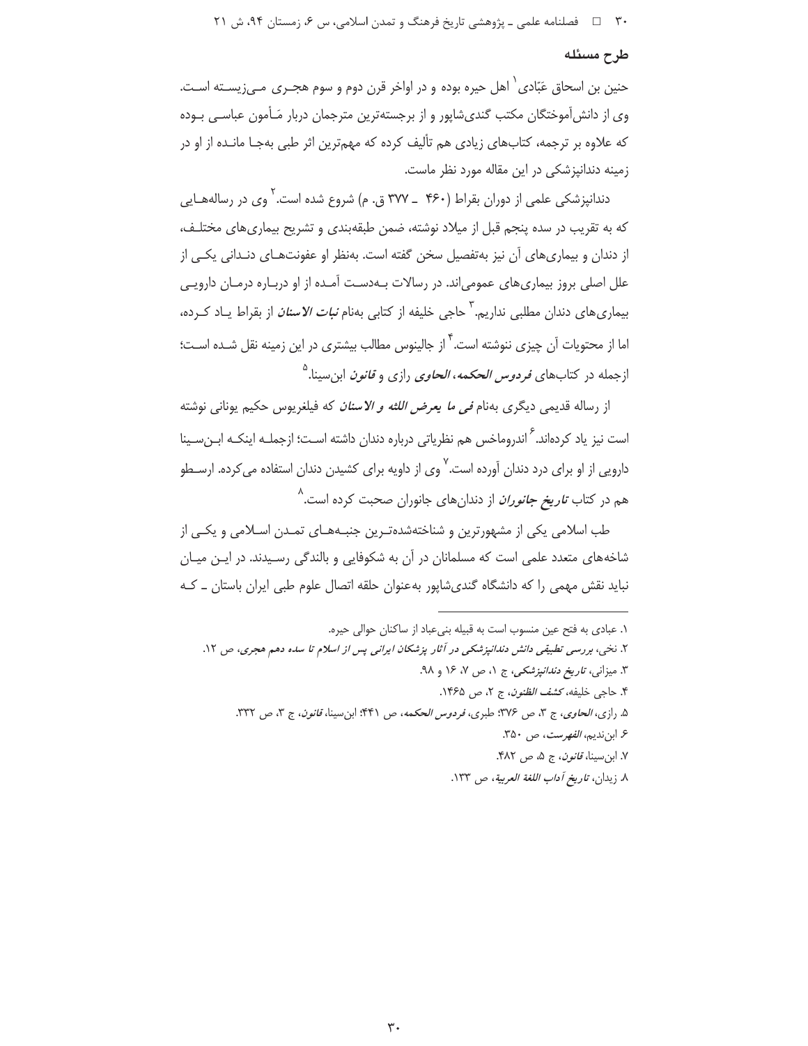## طرح مسئله

حنین بن اسحاق عَبّادی[1] اهل حیره بوده و در اواخر قرن دوم و سوم هجری می‌زیسته است. وی از دانش‌آموختگان مکتب گندی‌شاپور و از برجسته‌ترین مترجمان دربار مأمون عباسی بوده که علاوه بر ترجمه، کتاب‌های زیادی هم تألیف کرده که مهم‌ترین اثر طبی به‌جا مانده از او در زمینه دندانپزشکی در این مقاله مورد نظر ماست.

دندانپزشکی علمی از دوران بقراط (۴۶۰ ـ ۳۷۷ ق. م) شروع شده است.[2] وی در رساله‌هایی که به تقریب در سده پنجم قبل از میلاد نوشته، ضمن طبقه‌بندی و تشریح بیماری‌های مختلف، از دندان و بیماری‌های آن نیز به‌تفصیل سخن گفته است. به‌نظر او عفونت‌های دندانی یکی از علل اصلی بروز بیماری‌های عمومی‌اند. در رسالات به‌دست آمده از او درباره درمان دارویی بیماری‌های دندان مطلبی نداریم.[3] حاجی خلیفه از کتابی به‌نام *نبات الاسنان* از بقراط یاد کرده، اما از محتویات آن چیزی ننوشته است.[4] از جالینوس مطالب بیشتری در این زمینه نقل شده است؛ ازجمله در کتاب‌های *فردوس الحکمه*، *الحاوی* رازی و *قانون* ابن‌سینا.[5]

از رساله قدیمی دیگری به‌نام *فی ما یعرض اللثه و الاسنان* که فیلغریوس حکیم یونانی نوشته است نیز یاد کرده‌اند.[6] اندروماخس هم نظریاتی درباره دندان داشته است؛ ازجمله اینکه ابن‌سینا دارویی از او برای درد دندان آورده است.[7] وی از داویه برای کشیدن دندان استفاده می‌کرده. ارسطو هم در کتاب *تاریخ جانوران* از دندان‌های جانوران صحبت کرده است.[8]

طب اسلامی یکی از مشهورترین و شناخته‌شده‌ترین جنبه‌های تمدن اسلامی و یکی از شاخه‌های متعدد علمی است که مسلمانان در آن به شکوفایی و بالندگی رسیدند. در این میان نباید نقش مهمی را که دانشگاه گندی‌شاپور به‌عنوان حلقه اتصال علوم طبی ایران باستان ـ که

---

۱. عبادی به فتح عین منسوب است به قبیله بنی‌عباد از ساکنان حوالی حیره.

۲. نخی، *بررسی تطبیقی دانش دندانپزشکی در آثار پزشکان ایرانی پس از اسلام تا سده دهم هجری*، ص ۱۲.

۳. میزانی، *تاریخ دندانپزشکی*، ج ۱، ص ۷، ۱۶ و ۹۸.

۴. حاجی خلیفه، *کشف الظنون*، ج ۲، ص ۱۴۶۵.

۵. رازی، *الحاوی*، ج ۳، ص ۳۷۶؛ طبری، *فردوس الحکمه*، ص ۴۴۱؛ ابن‌سینا، *قانون*، ج ۳، ص ۳۳۲.

۶. ابن‌ندیم، *الفهرست*، ص ۳۵۰.

۷. ابن‌سینا، *قانون*، ج ۵، ص ۴۸۲.

۸. زیدان، *تاریخ آداب اللغة العربیة*، ص ۱۳۳.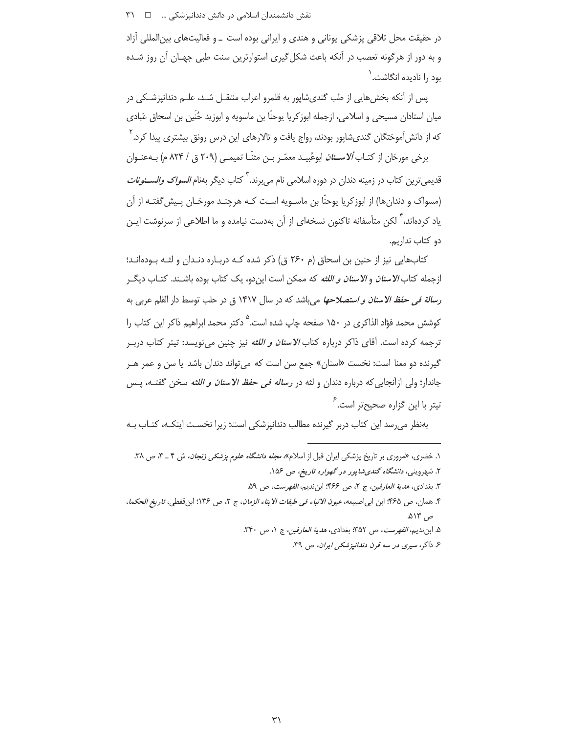در حقیقت محل تلاقی پزشکی یونانی و هندی و ایرانی بوده است ـ و فعالیت‌های بین‌المللی آزاد و به دور از هرگونه تعصب در آنکه باعث شکل‌گیری استوارترین سنت طبی جهـان آن روز شـده بود را نادیده انگاشت.[۱]

پس از آنکه بخش‌هایی از طب گندی‌شاپور به قلمرو اعراب منتقـل شـد، علـم دندانپزشـکی در میان استادان مسیحی و اسلامی، ازجمله ابوزکریا یوحنّا بن ماسویه و ابوزید حُنَین بن اسحاق عَبادی که از دانش‌آموختگان گندی‌شاپور بودند، رواج یافت و تالارهای این درس رونق بیشتری پیدا کرد.[۲]

برخی مورخان از کتـاب *ألاسـنان* ابوعُبیـد معمّـر بـن مثنّـا تیمـی (۲۰۹ ق / ۸۲۴ م) بـه‌عنـوان قدیمی‌ترین کتاب در زمینه دندان در دوره اسلامی نام می‌برند.[۳] کتاب دیگر به‌نام *السواک والسـنونات* (مسواک و دندان‌ها) از ابوزکریا یوحنّا بن ماسـویه اسـت کـه هرچنـد مورخـان پـیش‌گفتـه از آن یاد کرده‌اند،[۴] لکن متأسفانه تاکنون نسخه‌ای از آن به‌دست نیامده و ما اطلاعی از سرنوشت ایـن دو کتاب نداریم.

کتاب‌هایی نیز از حنین بن اسحاق (م ۲۶۰ ق) ذکر شده کـه دربـاره دنـدان و لثـه بـوده‌انـد؛ ازجمله کتاب *الاسنان و اللثه* که ممکن است این‌دو، یک کتاب بوده باشـند. کتـاب دیگـر *رسالة فی حفظ الاسنان و استصلاحها* می‌باشد که در سال ۱۴۱۷ ق در حلب توسط دار القلم عربی به کوشش محمد فؤاد الذاکری در ۱۵۰ صفحه چاپ شده است.[۵] دکتر محمد ابراهیم ذاکر این کتاب را ترجمه کرده است. آقای ذاکر درباره کتاب *الاسنان و اللثه* نیز چنین می‌نویسد: تیتر کتاب دربـر گیرنده دو معنا است: نخست «اسنان» جمع سن است که می‌تواند دندان باشد یا سن و عمر هـر جاندار؛ ولی ازآنجایی‌که درباره دندان و لثه در *رساله فی حفظ الاسنان و اللثه* سخن گفتـه، پـس تیتر با این گزاره صحیح‌تر است.[۶]

به‌نظر می‌رسد این کتاب دربر گیرنده مطالب دندانپزشکی است؛ زیرا نخسـت اینکـه، کتـاب بـه

---

۱. خضری، «مروری بر تاریخ پزشکی ایران قبل از اسلام»، *مجله دانشگاه علوم پزشکی زنجان*، ش ۴ ـ ۳، ص ۳۸.

۲. شهروینی، *دانشگاه گندی‌شاپور در گهواره تاریخ*، ص ۱۵۶.

۳. بغدادی، *هدیة العارفین*، ج ۲، ص ۴۶۶؛ ابن‌ندیم، *الفهرست*، ص ۵۹.

۴. همان، ص ۴۶۵؛ ابن ابی‌اصیبعه، *عیون الانباء فی طبقات الابناء الزمان*، ج ۲، ص ۱۳۶؛ ابن‌قفطی، *تاریخ الحکما*، ص ۵۱۳.

۵. ابن‌ندیم، *الفهرست*، ص ۳۵۲؛ بغدادی، *هدیة العارفین*، ج ۱، ص ۳۴۰.

۶. ذاکر، *سیری در سه قرن دندانپزشکی ایران*، ص ۳۹.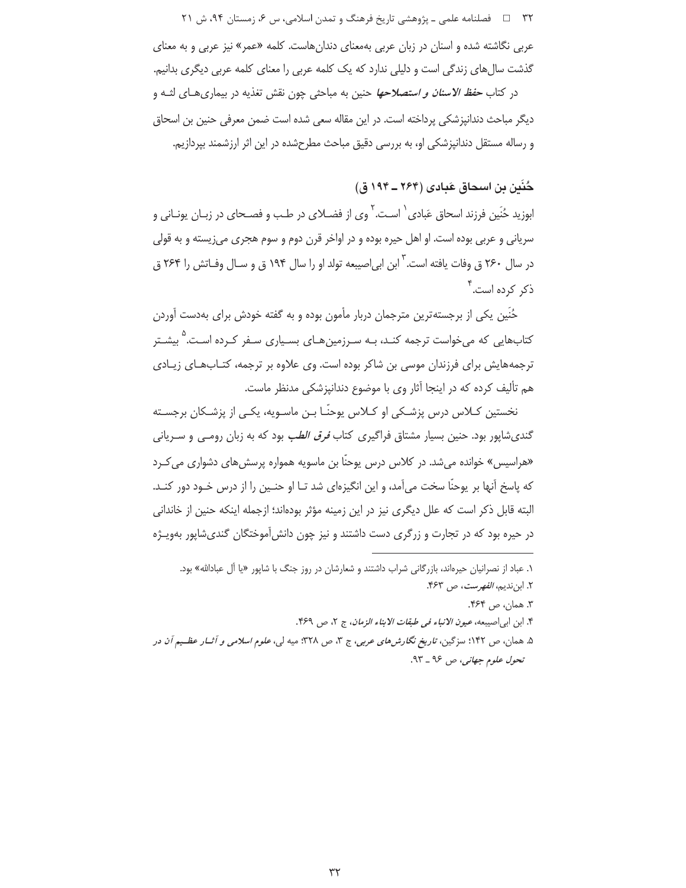عربی نگاشته شده و اسنان در زبان عربی به‌معنای دندان‌هاست. کلمه «عمر» نیز عربی و به معنای گذشت سال‌های زندگی است و دلیلی ندارد که یک کلمه عربی را معنای کلمه عربی دیگری بدانیم.

در کتاب *حفظ الاسنان و استصلاحها* حنین به مباحثی چون نقش تغذیه در بیماری‌های لثه و دیگر مباحث دندانپزشکی پرداخته است. در این مقاله سعی شده است ضمن معرفی حنین بن اسحاق و رساله مستقل دندانپزشکی او، به بررسی دقیق مباحث مطرح‌شده در این اثر ارزشمند بپردازیم.

## حُنَین بن اسحاق عَبادی (۲۶۴ ـ ۱۹۴ ق)

ابوزید حُنَین فرزند اسحاق عَبادی[۱] است.[۲] وی از فضلای در طب و فصحای در زبان یونانی و سریانی و عربی بوده است. او از اهل حیره بوده و در اواخر قرن دوم و سوم هجری می‌زیسته و به قولی در سال ۲۶۰ ق وفات یافته است.[۳] ابن ابی‌اصیبعه تولد او را سال ۱۹۴ ق و سال وفاتش را ۲۶۴ ق ذکر کرده است.[۴]

حُنَین یکی از برجسته‌ترین مترجمان دربار مأمون بوده و به گفته خودش برای به‌دست آوردن کتاب‌هایی که می‌خواست ترجمه کند، به سرزمین‌های بسیاری سفر کرده است.[۵] بیشتر ترجمه‌هایش برای فرزندان موسی بن شاکر بوده است. وی علاوه بر ترجمه، کتاب‌های زیادی هم تألیف کرده که در اینجا آثار وی با موضوع دندانپزشکی مدنظر ماست.

نخستین کلاس درس پزشکی او کلاس یوحنّا بن ماسویه، یکی از پزشکان برجسته گندی‌شاپور بود. حنین بسیار مشتاق فراگیری کتاب *فرق الطب* بود که به زبان رومی و سریانی «هراسیس» خوانده می‌شد. در کلاس درس یوحنّا بن ماسویه همواره پرسش‌های دشواری می‌کرد که پاسخ آنها بر یوحنّا سخت می‌آمد، و این انگیزه‌ای شد تا او حنین را از درس خود دور کند. البته قابل ذکر است که علل دیگری نیز در این زمینه مؤثر بوده‌اند؛ ازجمله اینکه حنین از خاندانی در حیره بود که در تجارت و زرگری دست داشتند و نیز چون دانش‌آموختگان گندی‌شاپور به‌ویژه

---

۱. عباد از نصرانیان حیره‌اند، بازرگانی شراب داشتند و شعارشان در روز جنگ با شاپور «یا آل عبادالله» بود.

۲. ابن‌ندیم، *الفهرست*، ص ۴۶۳.

۳. همان، ص ۴۶۴.

۴. ابن ابی‌اصیبعه، *عیون الانباء فی طبقات الابناء الزمان*، ج ۲، ص ۴۶۹.

۵. همان، ص ۱۴۲؛ سزگین، *تاریخ نگارش‌های عربی*، ج ۳، ص ۳۲۸؛ میه لی، *علوم اسلامی و آثار عظیم آن در تحول علوم جهانی*، ص ۹۶ ـ ۹۳.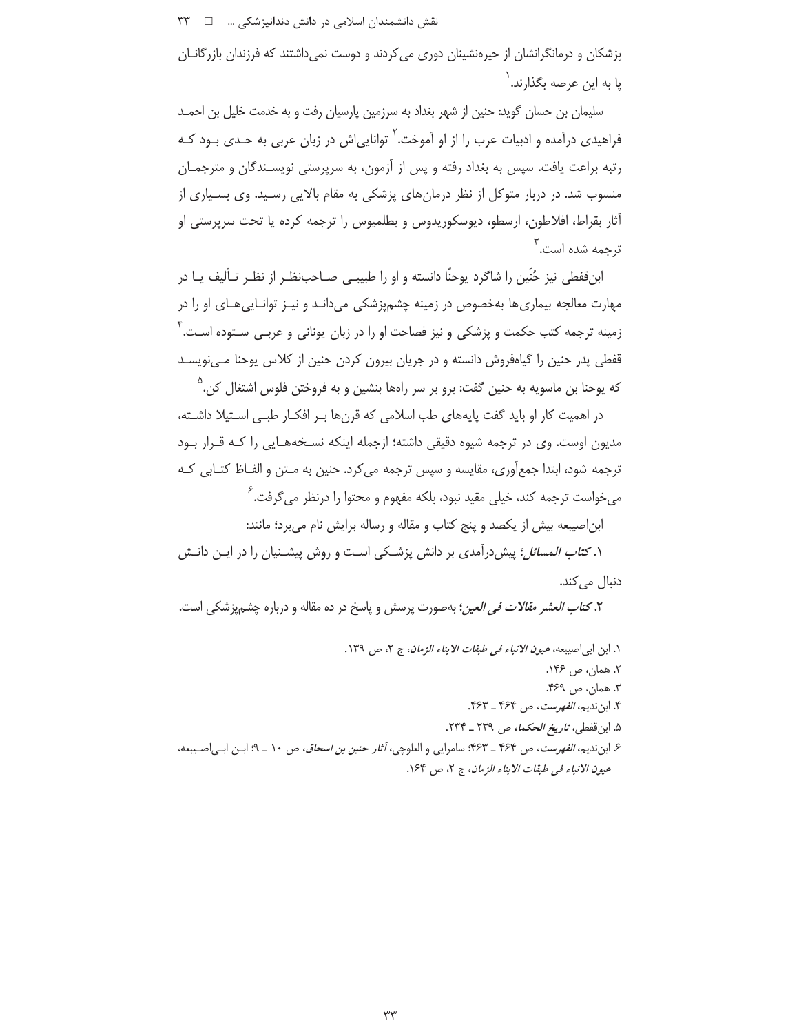پزشکان و درمانگرانشان از حیره‌نشینان دوری می‌کردند و دوست نمی‌داشتند که فرزندان بازرگانان پا به این عرصه بگذارند.[1]

سلیمان بن حسان گوید: حنین از شهر بغداد به سرزمین پارسیان رفت و به خدمت خلیل بن احمد فراهیدی درآمده و ادبیات عرب را از او آموخت.[2] توانایی‌اش در زبان عربی به حدی بود که رتبه براعت یافت. سپس به بغداد رفته و پس از آزمون، به سرپرستی نویسندگان و مترجمان منسوب شد. در دربار متوکل از نظر درمان‌های پزشکی به مقام بالایی رسید. وی بسیاری از آثار بقراط، افلاطون، ارسطو، دیوسکوریدوس و بطلمیوس را ترجمه کرده یا تحت سرپرستی او ترجمه شده است.[3]

ابن‌قفطی نیز حُنَین را شاگرد یوحنّا دانسته و او را طبیبی صاحب‌نظر از نظر تألیف یا در مهارت معالجه بیماری‌ها به‌خصوص در زمینه چشم‌پزشکی می‌داند و نیز توانایی‌های او را در زمینه ترجمه کتب حکمت و پزشکی و نیز فصاحت او را در زبان یونانی و عربی ستوده است.[4] قفطی پدر حنین را گیاه‌فروش دانسته و در جریان بیرون کردن حنین از کلاس یوحنا می‌نویسد که یوحنا بن ماسویه به حنین گفت: برو بر سر راه‌ها بنشین و به فروختن فلوس اشتغال کن.[5]

در اهمیت کار او باید گفت پایه‌های طب اسلامی که قرن‌ها بر افکار طبی استیلا داشته، مدیون اوست. وی در ترجمه شیوه دقیقی داشته؛ ازجمله اینکه نسخه‌هایی را که قرار بود ترجمه شود، ابتدا جمع‌آوری، مقایسه و سپس ترجمه می‌کرد. حنین به متن و الفاظ کتابی که می‌خواست ترجمه کند، خیلی مقید نبود، بلکه مفهوم و محتوا را درنظر می‌گرفت.[6]

ابن‌اصیبعه بیش از یکصد و پنج کتاب و مقاله و رساله برایش نام می‌برد؛ مانند:

۱. *کتاب المسائل*؛ پیش‌درآمدی بر دانش پزشکی است و روش پیشینیان را در این دانش دنبال می‌کند.

۲. *کتاب العشر مقالات فی العین*؛ به‌صورت پرسش و پاسخ در ده مقاله و درباره چشم‌پزشکی است.

---

۱. ابن ابی‌اصیبعه، *عیون الانباء فی طبقات الابناء الزمان*، ج ۲، ص ۱۳۹.

۲. همان، ص ۱۴۶.

۳. همان، ص ۴۶۹.

۴. ابن‌ندیم، *الفهرست*، ص ۴۶۴ ـ ۴۶۳.

۵. ابن‌قفطی، *تاریخ الحکما*، ص ۲۳۹ ـ ۲۳۴.

۶. ابن‌ندیم، *الفهرست*، ص ۴۶۴ ـ ۴۶۳؛ سامرایی و العلوچی، *آثار حنین بن اسحاق*، ص ۱۰ ـ ۹؛ ابن ابی‌اصیبعه، *عیون الانباء فی طبقات الابناء الزمان*، ج ۲، ص ۱۶۴.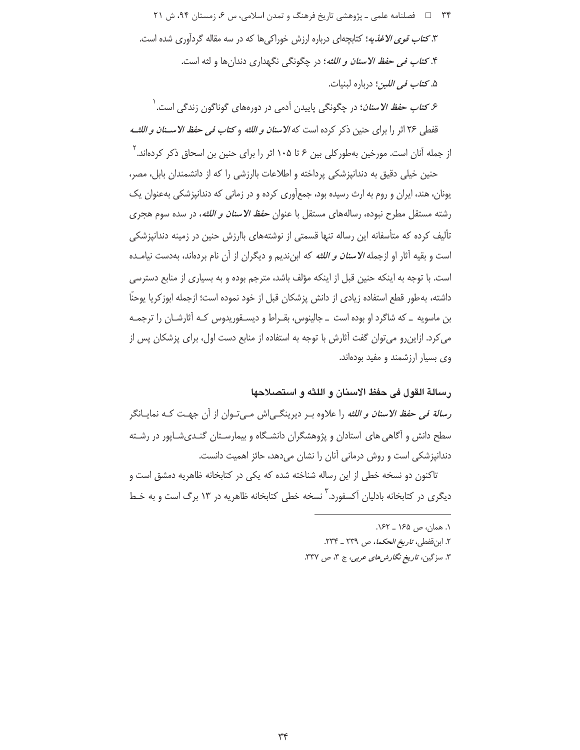۳. *کتاب قوی الاغذیه*؛ کتابچه‌ای درباره ارزش خوراکی‌ها که در سه مقاله گردآوری شده است.

۴. *کتاب فی حفظ الاسنان و اللثه*؛ در چگونگی نگهداری دندان‌ها و لثه است.

۵. *کتاب فی اللبن*؛ درباره لبنیات.

۶. *کتاب حفظ الاسنان*؛ در چگونگی پاییدن آدمی در دوره‌های گوناگون زندگی است.[۱]

قفطی ۲۶ اثر را برای حنین ذکر کرده است که ***الاسنان و اللثه*** و ***کتاب فی حفظ الاسنان و اللثه*** از جمله آنان است. مورخین به‌طورکلی بین ۶ تا ۱۰۵ اثر را برای حنین بن اسحاق ذکر کرده‌اند.[۲]

حنین خیلی دقیق به دندانپزشکی پرداخته و اطلاعات باارزشی را که از دانشمندان بابل، مصر، یونان، هند، ایران و روم به ارث رسیده بود، جمع‌آوری کرده و در زمانی که دندانپزشکی به‌عنوان یک رشته مستقل مطرح نبوده، رساله‌های مستقل با عنوان ***حفظ الاسنان و اللثه***، در سده سوم هجری تألیف کرده که متأسفانه این رساله تنها قسمتی از نوشته‌های باارزش حنین در زمینه دندانپزشکی است و بقیه آثار او ازجمله ***الاسنان و اللثه*** که ابن‌ندیم و دیگران از آن نام برده‌اند، به‌دست نیامده است. با توجه به اینکه حنین قبل از اینکه مؤلف باشد، مترجم بوده و به بسیاری از منابع دسترسی داشته، به‌طور قطع استفاده زیادی از دانش پزشکان قبل از خود نموده است؛ ازجمله ابوزکریا یوحنّا بن ماسویه ـ که شاگرد او بوده است ـ جالینوس، بقراط و دیسقوریدوس که آثارشان را ترجمه می‌کرد. ازاین‌رو می‌توان گفت آثارش با توجه به استفاده از منابع دست اول، برای پزشکان پس از وی بسیار ارزشمند و مفید بوده‌اند.

## رسالة القول فی حفظ الاسنان و اللثه و استصلاحها

***رسالة فی حفظ الاسنان و اللثه*** را علاوه بر دیرینگی‌اش می‌توان از آن جهت که نمایانگر سطح دانش و آگاهی‌های استادان و پژوهشگران دانشگاه و بیمارستان گندی‌شاپور در رشته دندانپزشکی است و روش درمانی آنان را نشان می‌دهد، حائز اهمیت دانست.

تاکنون دو نسخه خطی از این رساله شناخته شده که یکی در کتابخانه ظاهریه دمشق است و دیگری در کتابخانه بادلیان آکسفورد.[۳] نسخه خطی کتابخانه ظاهریه در ۱۳ برگ است و به خط

---

۱. همان، ص ۱۶۵ ـ ۱۶۲.

۲. ابن‌قفطی، *تاریخ الحکما*، ص ۲۳۹ ـ ۲۳۴.

۳. سزگین، *تاریخ نگارش‌های عربی*، ج ۳، ص ۳۳۷.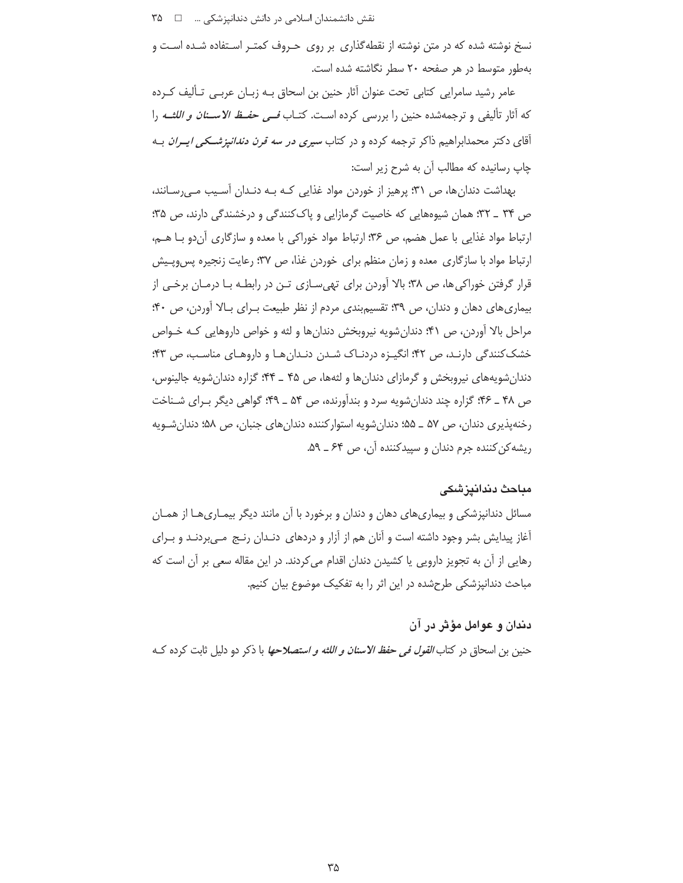نسخ نوشته شده که در متن نوشته از نقطه‌گذاری بر روی حروف کمتر استفاده شده است و به‌طور متوسط در هر صفحه ۲۰ سطر نگاشته شده است.

عامر رشید سامرایی کتابی تحت عنوان آثار حنین بن اسحاق به زبان عربی تألیف کرده که آثار تألیفی و ترجمه‌شده حنین را بررسی کرده است. کتاب ***فی حفظ الاسنان و اللثه*** را آقای دکتر محمدابراهیم ذاکر ترجمه کرده و در کتاب ***سیری در سه قرن دندانپزشکی ایران*** به چاپ رسانیده که مطالب آن به شرح زیر است:

بهداشت دندان‌ها، ص ۳۱؛ پرهیز از خوردن مواد غذایی که به دندان آسیب می‌رسانند، ص ۳۴ ـ ۳۲؛ همان شیوه‌هایی که خاصیت گرمازایی و پاک‌کنندگی و درخشندگی دارند، ص ۳۵؛ ارتباط مواد غذایی با عمل هضم، ص ۳۶؛ ارتباط مواد خوراکی با معده و سازگاری آن‌دو با هم، ارتباط مواد با سازگاری معده و زمان منظم برای خوردن غذا، ص ۳۷؛ رعایت زنجیره پس‌وپیش قرار گرفتن خوراکی‌ها، ص ۳۸؛ بالا آوردن برای تهی‌سازی تن در رابطه با درمان برخی از بیماری‌های دهان و دندان، ص ۳۹؛ تقسیم‌بندی مردم از نظر طبیعت برای بالا آوردن، ص ۴۰؛ مراحل بالا آوردن، ص ۴۱؛ دندان‌شویه نیروبخش دندان‌ها و لثه و خواص داروهایی که خواص خشک‌کنندگی دارند، ص ۴۲؛ انگیزه دردناک شدن دندان‌ها و داروهای مناسب، ص ۴۳؛ دندان‌شویه‌های نیروبخش و گرمازای دندان‌ها و لثه‌ها، ص ۴۵ ـ ۴۴؛ گزاره دندان‌شویه جالینوس، ص ۴۸ ـ ۴۶؛ گزاره چند دندان‌شویه سرد و بندآورنده، ص ۵۴ ـ ۴۹؛ گواهی دیگر برای شناخت رخنه‌پذیری دندان، ص ۵۷ ـ ۵۵؛ دندان‌شویه استوارکننده دندان‌های جنبان، ص ۵۸؛ دندان‌شویه ریشه‌کن‌کننده جرم دندان و سپیدکننده آن، ص ۶۴ ـ ۵۹.

## مباحث دندانپزشکی

مسائل دندانپزشکی و بیماری‌های دهان و دندان و برخورد با آن مانند دیگر بیماری‌ها از همان آغاز پیدایش بشر وجود داشته است و آنان هم از آزار و دردهای دندان رنج می‌بردند و برای رهایی از آن به تجویز دارویی یا کشیدن دندان اقدام می‌کردند. در این مقاله سعی بر آن است که مباحث دندانپزشکی طرح‌شده در این اثر را به تفکیک موضوع بیان کنیم.

## دندان و عوامل مؤثر در آن

حنین بن اسحاق در کتاب ***القول فی حفظ الاسنان و اللثه و استصلاحها*** با ذکر دو دلیل ثابت کرده که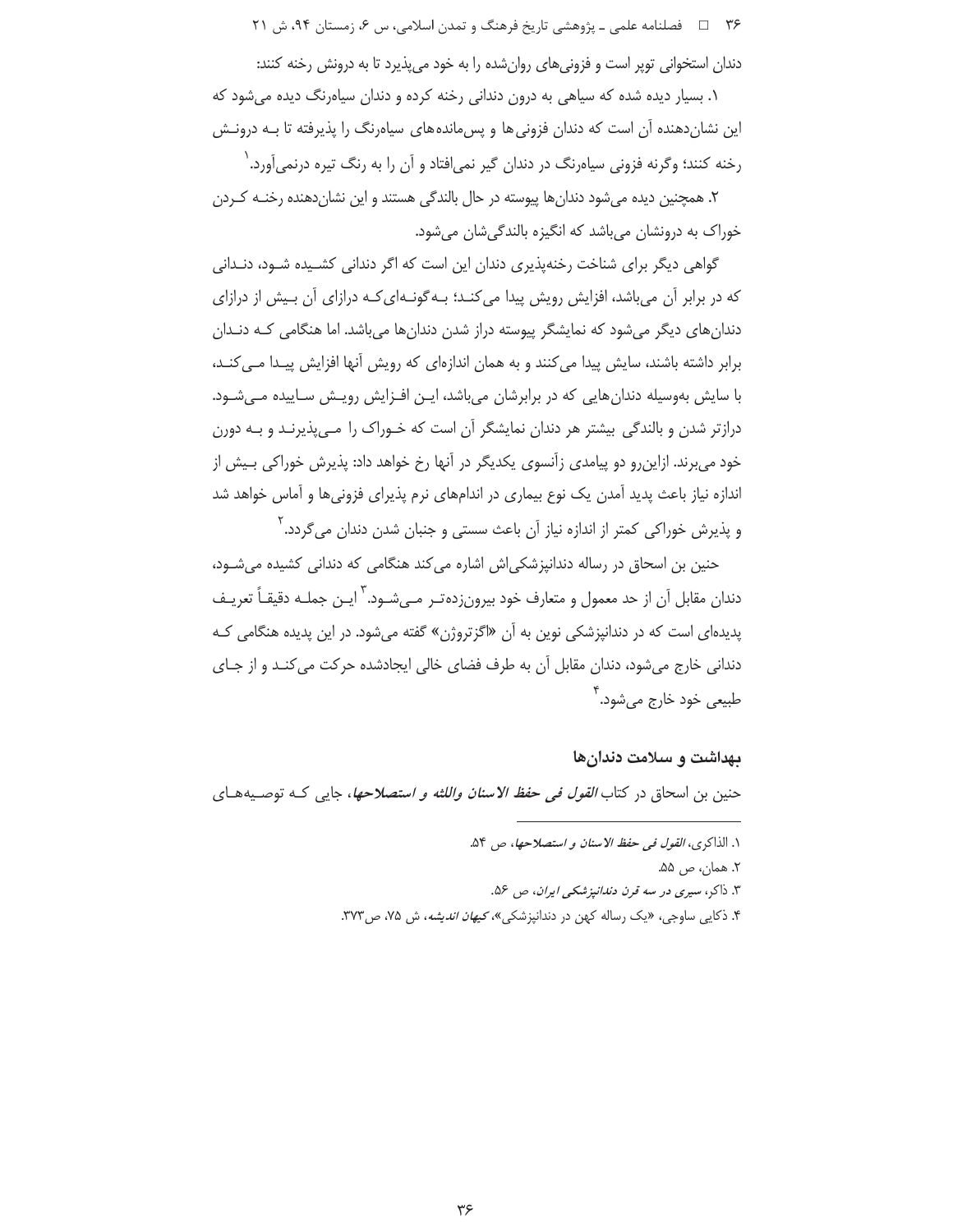دندان استخوانی توپر است و فزونی‌های روان‌شده را به خود می‌پذیرد تا به درونش رخنه کنند:

۱. بسیار دیده شده که سیاهی به درون دندانی رخنه کرده و دندان سیاه‌رنگ دیده می‌شود که این نشان‌دهنده آن است که دندان فزونی‌ها و پس‌مانده‌های سیاه‌رنگ را پذیرفته تا بـه درونـش رخنه کنند؛ وگرنه فزونی سیاه‌رنگ در دندان گیر نمی‌افتاد و آن را به رنگ تیره درنمی‌آورد.[۱]

۲. همچنین دیده می‌شود دندان‌ها پیوسته در حال بالندگی هستند و این نشان‌دهنده رخنـه کـردن خوراک به درونشان می‌باشد که انگیزه بالندگی‌شان می‌شود.

گواهی دیگر برای شناخت رخنه‌پذیری دندان این است که اگر دندانی کشـیده شـود، دنـدانی که در برابر آن می‌باشد، افزایش رویش پیدا می‌کنـد؛ بـه‌گونـه‌ای‌کـه درازای آن بـیش از درازای دندان‌های دیگر می‌شود که نمایشگر پیوسته دراز شدن دندان‌ها می‌باشد. اما هنگامی کـه دنـدان برابر داشته باشند، سایش پیدا می‌کنند و به همان اندازه‌ای که رویش آنها افزایش پیـدا مـی‌کنـد، با سایش به‌وسیله دندان‌هایی که در برابرشان می‌باشد، ایـن افـزایش رویـش سـاییده مـی‌شـود. درازتر شدن و بالندگی بیشتر هر دندان نمایشگر آن است که خـوراک را مـی‌پذیرنـد و بـه دورن خود می‌برند. ازاین‌رو دو پیامدی زآنسوی یکدیگر در آنها رخ خواهد داد: پذیرش خوراکی بـیش از اندازه نیاز باعث پدید آمدن یک نوع بیماری در اندام‌های نرم پذیرای فزونی‌ها و آماس خواهد شد و پذیرش خوراکی کمتر از اندازه نیاز آن باعث سستی و جنبان شدن دندان می‌گردد.[۲]

حنین بن اسحاق در رساله دندانپزشکی‌اش اشاره می‌کند هنگامی که دندانی کشیده می‌شـود، دندان مقابل آن از حد معمول و متعارف خود بیرون‌زده‌تـر مـی‌شـود.[۳] ایـن جملـه دقیقـاً تعریـف پدیده‌ای است که در دندانپزشکی نوین به آن «اگزتروژن» گفته می‌شود. در این پدیده هنگامی کـه دندانی خارج می‌شود، دندان مقابل آن به طرف فضای خالی ایجادشده حرکت می‌کنـد و از جـای طبیعی خود خارج می‌شود.[۴]

### بهداشت و سلامت دندان‌ها

حنین بن اسحاق در کتاب *القول فی حفظ الاسنان واللثه و استصلاحها*، جایی کـه توصـیه‌هـای

---

۱. الذاکری، *القول فی حفظ الاسنان و استصلاحها*، ص ۵۴.

۲. همان، ص ۵۵.

۳. ذاکر، *سیری در سه قرن دندانپزشکی ایران*، ص ۵۶.

۴. ذکایی ساوجی، «یک رساله کهن در دندانپزشکی»، *کیهان اندیشه*، ش ۷۵، ص۳۷۳.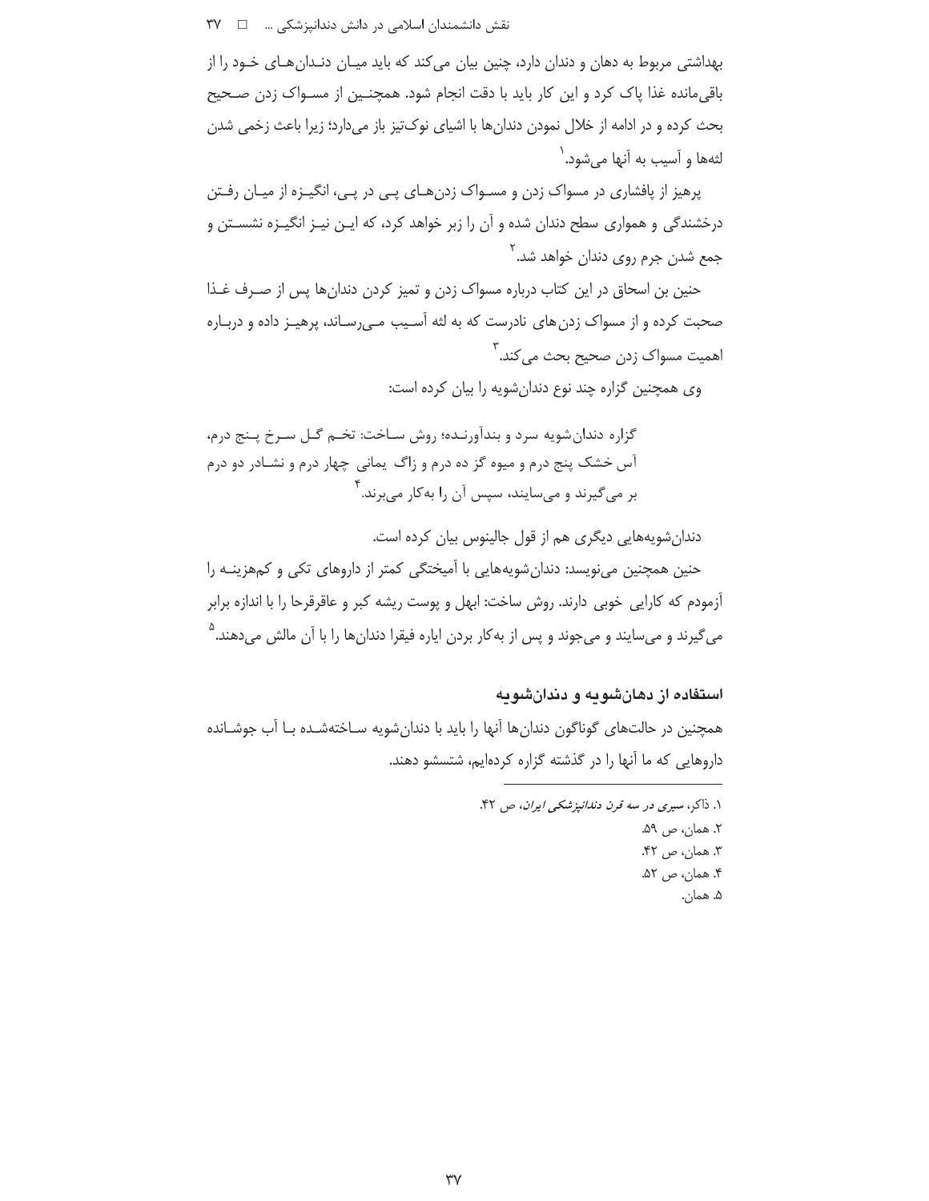بهداشتی مربوط به دهان و دندان دارد، چنین بیان می‌کند که باید میان دندان‌های خود را از باقی‌مانده غذا پاک کرد و این کار باید با دقت انجام شود. همچنین از مسواک زدن صحیح بحث کرده و در ادامه از خلال نمودن دندان‌ها با اشیای نوک‌تیز باز می‌دارد؛ زیرا باعث زخمی شدن لثه‌ها و آسیب به آنها می‌شود.[1]

پرهیز از پافشاری در مسواک زدن و مسواک زدن‌های پی در پی، انگیزه از میان رفتن درخشندگی و همواری سطح دندان شده و آن را زبر خواهد کرد، که این نیز انگیزه نشستن و جمع شدن جرم روی دندان خواهد شد.[2]

حنین بن اسحاق در این کتاب درباره مسواک زدن و تمیز کردن دندان‌ها پس از صرف غذا صحبت کرده و از مسواک زدن‌های نادرست که به لثه آسیب می‌رساند، پرهیز داده و درباره اهمیت مسواک زدن صحیح بحث می‌کند.[3]

وی همچنین گزاره چند نوع دندان‌شویه را بیان کرده است:

> گزاره دندان‌شویه سرد و بندآورنده؛ روش ساخت: تخم گل سرخ پنج درم، آس خشک پنج درم و میوه گز ده درم و زاگ یمانی چهار درم و نشادر دو درم بر می‌گیرند و می‌سایند، سپس آن را به‌کار می‌برند.[4]

دندان‌شویه‌هایی دیگری هم از قول جالینوس بیان کرده است.

حنین همچنین می‌نویسد: دندان‌شویه‌هایی با آمیختگی کمتر از داروهای تکی و کم‌هزینه را آزمودم که کارایی خوبی دارند. روش ساخت: ابهل و پوست ریشه کبر و عاقرقرحا را با اندازه برابر می‌گیرند و می‌سایند و می‌جوند و پس از به‌کار بردن ایاره فیقرا دندان‌ها را با آن مالش می‌دهند.[5]

### استفاده از دهان‌شویه و دندان‌شویه

همچنین در حالت‌های گوناگون دندان‌ها آنها را باید با دندان‌شویه ساخته‌شده با آب جوشانده داروهایی که ما آنها را در گذشته گزاره کرده‌ایم، شتسشو دهند.

---

۱. ذاکر، *سیری در سه قرن دندانپزشکی ایران*، ص ۴۲.
۲. همان، ص ۵۹.
۳. همان، ص ۴۲.
۴. همان، ص ۵۲.
۵. همان.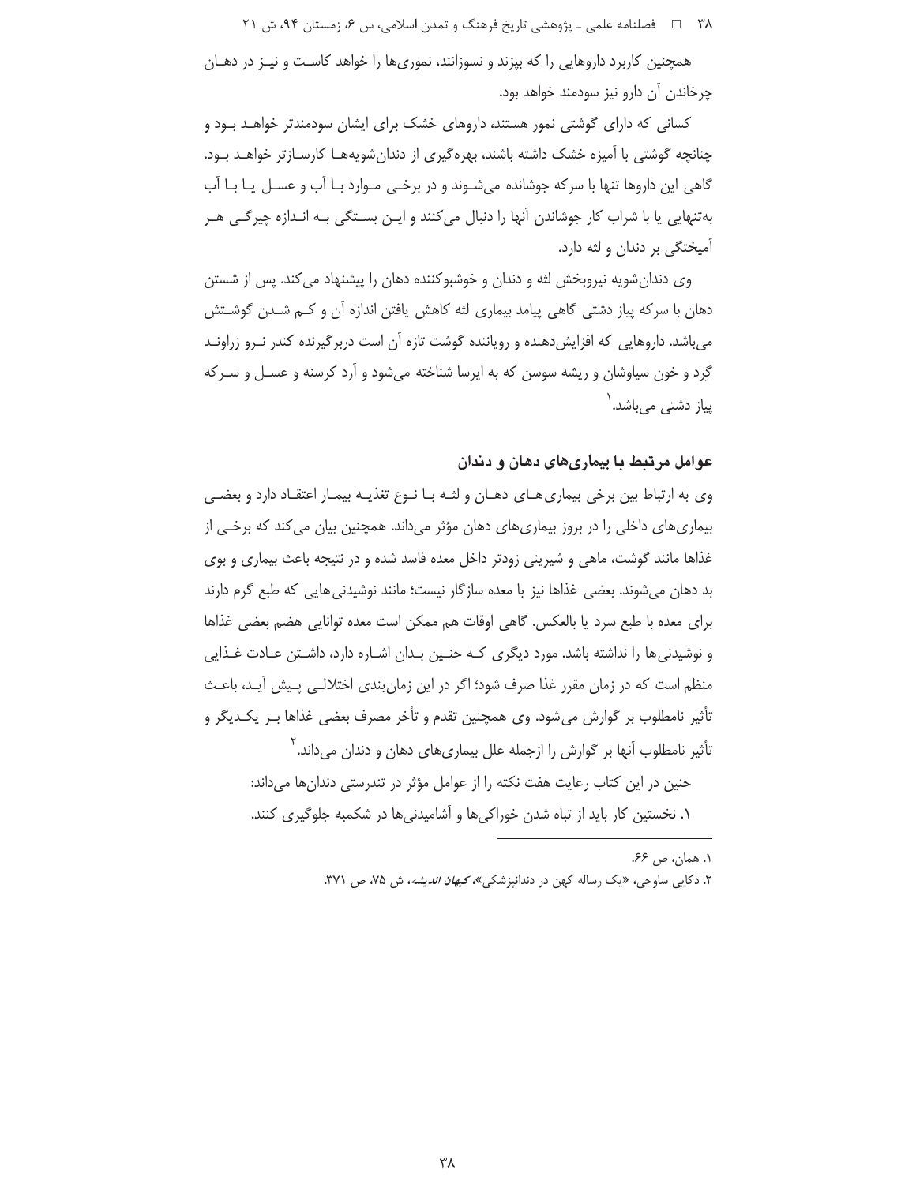همچنین کاربرد داروهایی را که بپزند و نسوزانند، نموری‌ها را خواهد کاست و نیز در دهان چرخاندن آن دارو نیز سودمند خواهد بود.

کسانی که دارای گوشتی نمور هستند، داروهای خشک برای ایشان سودمندتر خواهد بود و چنانچه گوشتی با آمیزه خشک داشته باشند، بهره‌گیری از دندان‌شویه‌ها کارسازتر خواهد بود. گاهی این داروها تنها با سرکه جوشانده می‌شوند و در برخی موارد با آب و عسل یا با آب به‌تنهایی یا با شراب کار جوشاندن آنها را دنبال می‌کنند و این بستگی به اندازه چیرگی هر آمیختگی بر دندان و لثه دارد.

وی دندان‌شویه نیروبخش لثه و دندان و خوشبوکننده دهان را پیشنهاد می‌کند. پس از شستن دهان با سرکه پیاز دشتی گاهی پیامد بیماری لثه کاهش یافتن اندازه آن و کم شدن گوشتش می‌باشد. داروهایی که افزایش‌دهنده و رویاننده گوشت تازه آن است دربرگیرنده کندر نرو زراوند گِرد و خون سیاوشان و ریشه سوسن که به ایرسا شناخته می‌شود و آرد کرسنه و عسل و سرکه پیاز دشتی می‌باشد.[1]

## عوامل مرتبط با بیماری‌های دهان و دندان

وی به ارتباط بین برخی بیماری‌های دهان و لثه با نوع تغذیه بیمار اعتقاد دارد و بعضی بیماری‌های داخلی را در بروز بیماری‌های دهان مؤثر می‌داند. همچنین بیان می‌کند که برخی از غذاها مانند گوشت، ماهی و شیرینی زودتر داخل معده فاسد شده و در نتیجه باعث بیماری و بوی بد دهان می‌شوند. بعضی غذاها نیز با معده سازگار نیست؛ مانند نوشیدنی‌هایی که طبع گرم دارند برای معده با طبع سرد یا بالعکس. گاهی اوقات هم ممکن است معده توانایی هضم بعضی غذاها و نوشیدنی‌ها را نداشته باشد. مورد دیگری که حنین بدان اشاره دارد، داشتن عادت غذایی منظم است که در زمان مقرر غذا صرف شود؛ اگر در این زمان‌بندی اختلالی پیش آید، باعث تأثیر نامطلوب بر گوارش می‌شود. وی همچنین تقدم و تأخر مصرف بعضی غذاها بر یکدیگر و تأثیر نامطلوب آنها بر گوارش را ازجمله علل بیماری‌های دهان و دندان می‌داند.[2]

حنین در این کتاب رعایت هفت نکته را از عوامل مؤثر در تندرستی دندان‌ها می‌داند:

۱. نخستین کار باید از تباه شدن خوراکی‌ها و آشامیدنی‌ها در شکمبه جلوگیری کنند.

---

۱. همان، ص ۶۶.

۲. ذکایی ساوجی، «یک رساله کهن در دندانپزشکی»، *کیهان اندیشه*، ش ۷۵، ص ۳۷۱.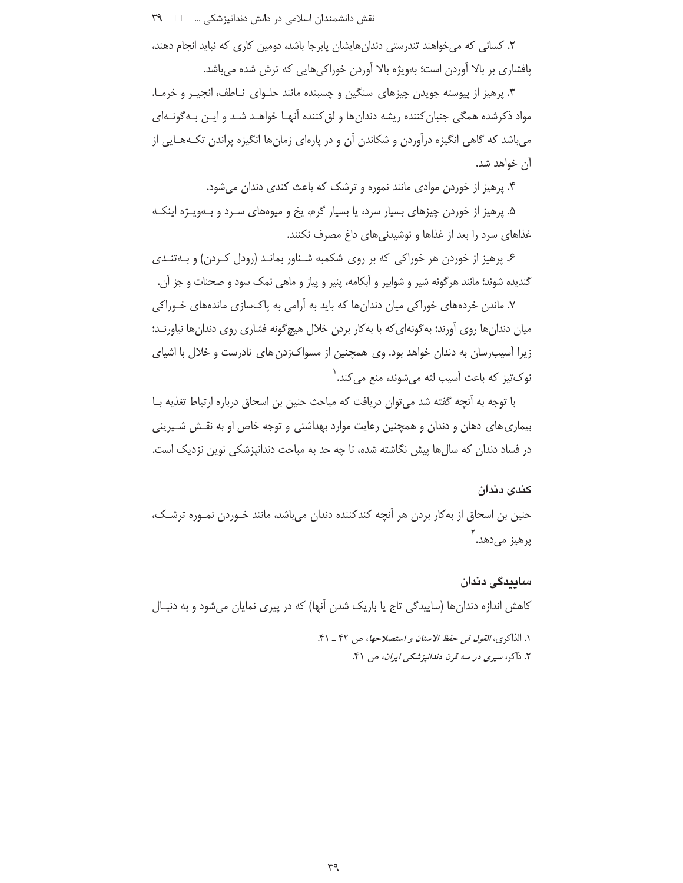۲. کسانی که می‌خواهند تندرستی دندان‌هایشان پابرجا باشد، دومین کاری که نباید انجام دهند، پافشاری بر بالا آوردن است؛ به‌ویژه بالا آوردن خوراکی‌هایی که ترش شده می‌باشد.

۳. پرهیز از پیوسته جویدن چیزهای سنگین و چسبنده مانند حلوای ناطف، انجیر و خرما. مواد ذکرشده همگی جنبان‌کننده ریشه دندان‌ها و لق‌کننده آنها خواهد شد و این به‌گونه‌ای می‌باشد که گاهی انگیزه درآوردن و شکاندن آن و در پاره‌ای زمان‌ها انگیزه پراندن تکه‌هایی از آن خواهد شد.

۴. پرهیز از خوردن موادی مانند نموره و ترشک که باعث کندی دندان می‌شود.

۵. پرهیز از خوردن چیزهای بسیار سرد، یا بسیار گرم، یخ و میوه‌های سرد و به‌ویژه اینکه غذاهای سرد را بعد از غذاها و نوشیدنی‌های داغ مصرف نکنند.

۶. پرهیز از خوردن هر خوراکی که بر روی شکمبه شناور بماند (رودل کردن) و به‌تندی گندیده شوند؛ مانند هرگونه شیر و شوابیر و آبکامه، پنیر و پیاز و ماهی نمک سود و صحنات و جز آن.

۷. ماندن خرده‌های خوراکی میان دندان‌ها که باید به آرامی به پاک‌سازی مانده‌های خوراکی میان دندان‌ها روی آورند؛ به‌گونه‌ای‌که با به‌کار بردن خلال هیچ‌گونه فشاری روی دندان‌ها نیاورند؛ زیرا آسیب‌رسان به دندان خواهد بود. وی همچنین از مسواک‌زدن‌های نادرست و خلال با اشیای نوک‌تیز که باعث آسیب لثه می‌شوند، منع می‌کند.[۱]

با توجه به آنچه گفته شد می‌توان دریافت که مباحث حنین بن اسحاق درباره ارتباط تغذیه با بیماری‌های دهان و دندان و همچنین رعایت موارد بهداشتی و توجه خاص او به نقش شیرینی در فساد دندان که سال‌ها پیش نگاشته شده، تا چه حد به مباحث دندانپزشکی نوین نزدیک است.

### کندی دندان

حنین بن اسحاق از به‌کار بردن هر آنچه کندکننده دندان می‌باشد، مانند خوردن نموره ترشک، پرهیز می‌دهد.[۲]

### ساییدگی دندان

کاهش اندازه دندان‌ها (ساییدگی تاج یا باریک شدن آنها) که در پیری نمایان می‌شود و به دنبال

---

۱. الذاکری، *القول فی حفظ الاسنان و استصلاحها*، ص ۴۲ ـ ۴۱.

۲. ذاکر، *سیری در سه قرن دندانپزشکی ایران*، ص ۴۱.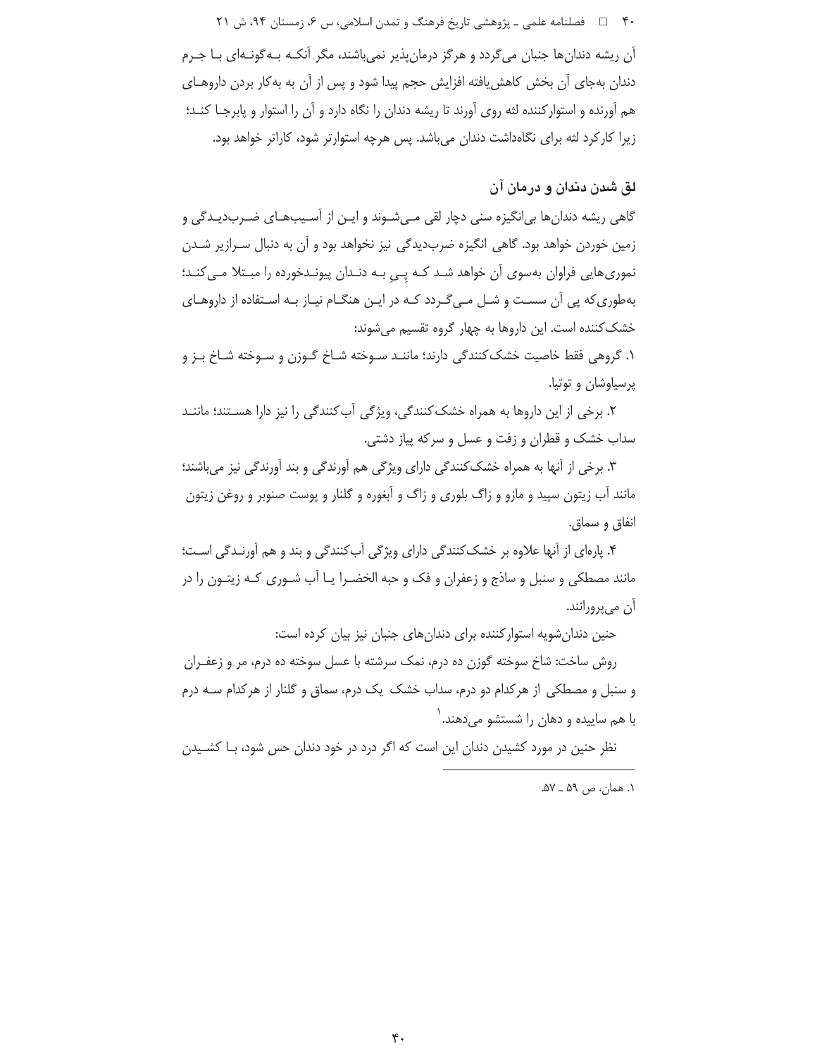آن ریشه دندان‌ها جنبان می‌گردد و هرگز درمان‌پذیر نمی‌باشند، مگر آنکه به‌گونه‌ای با جرم دندان به‌جای آن بخش کاهش‌یافته افزایش حجم پیدا شود و پس از آن به‌کار بردن داروهای هم آورنده و استوارکننده لثه روی آورند تا ریشه دندان را نگاه دارد و آن را استوار و پابرجا کند؛ زیرا کارکرد لثه برای نگاه‌داشت دندان می‌باشد. پس هرچه استوارتر شود، کاراتر خواهد بود.

## لق شدن دندان و درمان آن

گاهی ریشه دندان‌ها بی‌انگیزه سنی دچار لقی می‌شوند و این از آسیب‌های ضرب‌دیدگی و زمین خوردن خواهد بود. گاهی انگیزه ضرب‌دیدگی نیز نخواهد بود و آن به دنبال سرازیر شدن نموری‌هایی فراوان به‌سوی آن خواهد شد که پیِ به دندان پیوندخورده را مبتلا می‌کند؛ به‌طوری‌که پی آن سست و شل می‌گردد که در این هنگام نیاز به استفاده از داروهای خشک‌کننده است. این داروها به چهار گروه تقسیم می‌شوند:

۱. گروهی فقط خاصیت خشک‌کنندگی دارند؛ مانند سوخته شاخ گوزن و سوخته شاخ بز و پرسیاوشان و توتیا.

۲. برخی از این داروها به همراه خشک‌کنندگی، ویژگی آب‌کنندگی را نیز دارا هستند؛ مانند سداب خشک و قطران و زفت و عسل و سرکه پیاز دشتی.

۳. برخی از آنها به همراه خشک‌کنندگی دارای ویژگی هم آورندگی و بند آورندگی نیز می‌باشند؛ مانند آب زیتون سپید و مازو و زاگ بلوری و زاگ و آبغوره و گلنار و پوست صنوبر و روغن زیتون انفاق و سماق.

۴. پاره‌ای از آنها علاوه بر خشک‌کنندگی دارای ویژگی آب‌کنندگی و بند و هم آورندگی است؛ مانند مصطکی و سنبل و ساذج و زعفران و فک و حبه الخضرا یا آب شوری که زیتون را در آن می‌پرورانند.

حنین دندان‌شویه استوارکننده برای دندان‌های جنبان نیز بیان کرده است:

روش ساخت: شاخ سوخته گوزن ده درم، نمک سرشته با عسل سوخته ده درم، مر و زعفران و سنبل و مصطکی از هرکدام دو درم، سداب خشک یک درم، سماق و گلنار از هرکدام سه درم با هم ساییده و دهان را شستشو می‌دهند.[1]

نظر حنین در مورد کشیدن دندان این است که اگر درد در خود دندان حس شود، با کشیدن

---

۱. همان، ص ۵۹ ـ ۵۷.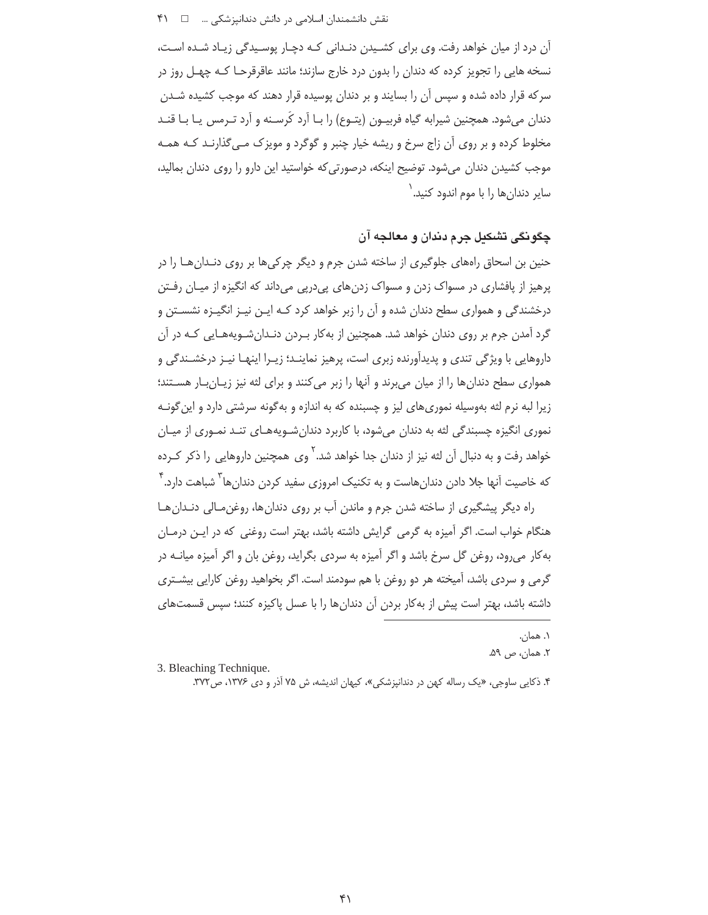آن درد از میان خواهد رفت. وی برای کشیدن دندانی که دچار پوسیدگی زیاد شده است، نسخه هایی را تجویز کرده که دندان را بدون درد خارج سازند؛ مانند عاقرقرحا که چهل روز در سرکه قرار داده شده و سپس آن را بسایند و بر دندان پوسیده قرار دهند که موجب کشیده شدن دندان می‌شود. همچنین شیرابه گیاه فربیون (یتوع) را با آرد کرسنه و آرد ترمس یا با قند مخلوط کرده و بر روی آن زاج سرخ و ریشه خیار چنبر و گوگرد و مویزک می‌گذارند که همه موجب کشیدن دندان می‌شود. توضیح اینکه، درصورتی‌که خواستید این دارو را روی دندان بمالید، سایر دندان‌ها را با موم اندود کنید.[1]

## چگونگی تشکیل جرم دندان و معالجه آن

حنین بن اسحاق راه‌های جلوگیری از ساخته شدن جرم و دیگر چرکی‌ها بر روی دندان‌ها را در پرهیز از پافشاری در مسواک زدن و مسواک زدن‌های پی‌درپی می‌داند که انگیزه از میان رفتن درخشندگی و هموارى سطح دندان شده و آن را زبر خواهد کرد که این نیز انگیزه نشستن و گرد آمدن جرم بر روی دندان خواهد شد. همچنین از به‌کار بردن دندان‌شویه‌هایی که در آن داروهایی با ویژگی تندی و پدیدآورنده زبری است، پرهیز نمایند؛ زیرا اینها نیز درخشندگی و همواری سطح دندان‌ها را از میان می‌برند و آنها را زبر می‌کنند و برای لثه نیز زیان‌بار هستند؛ زیرا لبه نرم لثه به‌وسیله نموری‌های لیز و چسبنده که به اندازه و به‌گونه سرشتی دارد و این‌گونه نموری انگیزه چسبندگی لثه به دندان می‌شود، با کاربرد دندان‌شویه‌های تند نموری از میان خواهد رفت و به دنبال آن لثه نیز از دندان جدا خواهد شد.[2] وی همچنین داروهایی را ذکر کرده که خاصیت آنها جلا دادن دندان‌هاست و به تکنیک امروزی سفید کردن دندان‌ها[3] شباهت دارد.[4]

راه دیگر پیشگیری از ساخته شدن جرم و ماندن آب بر روی دندان‌ها، روغن‌مالی دندان‌ها هنگام خواب است. اگر آمیزه به گرمی گرایش داشته باشد، بهتر است روغنی که در این درمان به‌کار می‌رود، روغن گل سرخ باشد و اگر آمیزه به سردی بگراید، روغن بان و اگر آمیزه میانه در گرمی و سردی باشد، آمیخته هر دو روغن با هم سودمند است. اگر بخواهید روغن کارایی بیشتری داشته باشد، بهتر است پیش از به‌کار بردن آن دندان‌ها را با عسل پاکیزه کنند؛ سپس قسمت‌های

---

۱. همان.

۲. همان، ص ۵۹.

3. Bleaching Technique.

۴. ذکایی ساوجی، «یک رساله کهن در دندانپزشکی»، کیهان اندیشه، ش ۷۵ آذر و دی ۱۳۷۶، ص۳۷۲.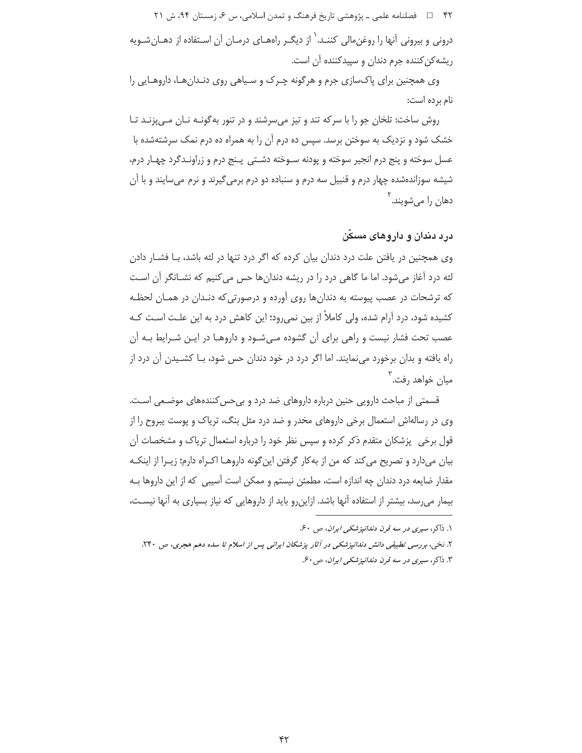درونی و بیرونی آنها را روغن‌مالی کنند.[1] از دیگر راه‌های درمان آن استفاده از دهان‌شویه ریشه‌کن‌کننده جرم دندان و سپیدکننده آن است.

وی همچنین برای پاک‌سازی جرم و هرگونه چرک و سیاهی روی دندان‌ها، داروهایی را نام برده است:

روش ساخت: تلخان جو را با سرکه تند و تیز می‌سرشند و در تنور به‌گونه نان می‌پزند تا خشک شود و نزدیک به سوختن برسد. سپس ده درم آن را به همراه ده درم نمک سرشته‌شده با عسل سوخته و پنج درم انجیر سوخته و پودنه سوخته دشتی پنج درم و زراوندگرد چهار درم، شیشه سوزانده‌شده چهار درم و قنبیل سه درم و سنباده دو درم برمی‌گیرند و نرم می‌سایند و با آن دهان را می‌شویند.[2]

## درد دندان و داروهای مسکّن

وی همچنین در یافتن علت درد دندان بیان کرده که اگر درد تنها در لثه باشد، با فشار دادن لثه درد آغاز می‌شود. اما ما گاهی درد را در ریشه دندان‌ها حس می‌کنیم که نشانگر آن است که ترشحات در عصب پیوسته به دندان‌ها روی آورده و درصورتی‌که دندان در همان لحظه کشیده شود، درد آرام شده، ولی کاملاً از بین نمی‌رود؛ این کاهش درد به این علت است که عصب تحت فشار نیست و راهی برای آن گشوده می‌شود و داروها در این شرایط به آن راه یافته و بدان برخورد می‌نمایند. اما اگر درد در خود دندان حس شود، با کشیدن آن درد از میان خواهد رفت.[3]

قسمتی از مباحث دارویی حنین درباره داروهای ضد درد و بی‌حس‌کننده‌های موضعی است. وی در رساله‌اش استعمال برخی داروهای مخدر و ضد درد مثل بنگ، تریاک و پوست یبروح را از قول برخی پزشکان متقدم ذکر کرده و سپس نظر خود را درباره استعمال تریاک و مشخصات آن بیان می‌دارد و تصریح می‌کند که من از به‌کار گرفتن این‌گونه داروها اکراه دارم؛ زیرا از اینکه مقدار ضایعه درد دندان چه اندازه است، مطمئن نیستم و ممکن است آسیبی که از این داروها به بیمار می‌رسد، بیشتر از استفاده آنها باشد. ازاین‌رو باید از داروهایی که نیاز بسیاری به آنها نیست،

---

۱. ذاکر، *سیری در سه قرن دندانپزشکی ایران*، ص ۶۰.

۲. نخی، *بررسی تطبیقی دانش دندانپزشکی در آثار پزشکان ایرانی پس از اسلام تا سده دهم هجری*، ص ۲۴۰.

۳. ذاکر، *سیری در سه قرن دندانپزشکی ایران*، ص۶۰.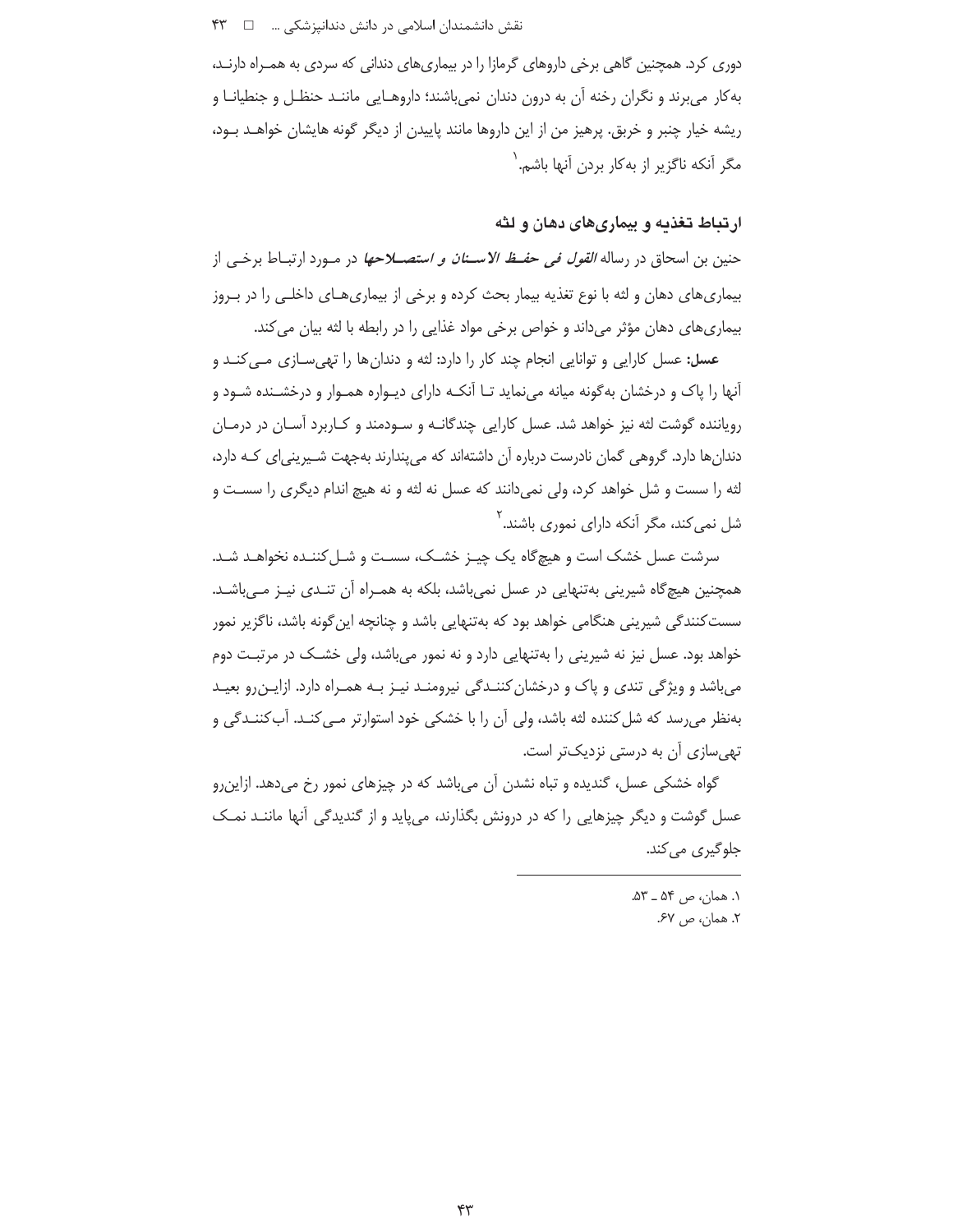دوری کرد. همچنین گاهی برخی داروهای گرمازا را در بیماری‌های دندانی که سردی به همراه دارند، به‌کار می‌برند و نگران رخنه آن به درون دندان نمی‌باشند؛ داروهایی مانند حنظل و جنطیانا و ریشه خیار چنبر و خربق. پرهیز من از این داروها مانند پاییدن از دیگر گونه هایشان خواهد بود، مگر آنکه ناگزیر از به‌کار بردن آنها باشم.[1]

## ارتباط تغذیه و بیماری‌های دهان و لثه

حنین بن اسحاق در رساله *القول فی حفظ الاسنان و استصلاحها* در مورد ارتباط برخی از بیماری‌های دهان و لثه با نوع تغذیه بیمار بحث کرده و برخی از بیماری‌های داخلی را در بروز بیماری‌های دهان مؤثر می‌داند و خواص برخی مواد غذایی را در رابطه با لثه بیان می‌کند.

**عسل:** عسل کارایی و توانایی انجام چند کار را دارد: لثه و دندان‌ها را تهی‌سازی می‌کند و آنها را پاک و درخشان به‌گونه میانه می‌نماید تا آنکه دارای دیواره هموار و درخشنده شود و رویاننده گوشت لثه نیز خواهد شد. عسل کارایی چندگانه و سودمند و کاربرد آسان در درمان دندان‌ها دارد. گروهی گمان نادرست درباره آن داشته‌اند که می‌پندارند به‌جهت شیرینی‌ای که دارد، لثه را سست و شل خواهد کرد، ولی نمی‌دانند که عسل نه لثه و نه هیچ اندام دیگری را سست و شل نمی‌کند، مگر آنکه دارای نموری باشند.[2]

سرشت عسل خشک است و هیچ‌گاه یک چیز خشک، سست و شل‌کننده نخواهد شد. همچنین هیچ‌گاه شیرینی به‌تنهایی در عسل نمی‌باشد، بلکه به همراه آن تندی نیز می‌باشد. سست‌کنندگی شیرینی هنگامی خواهد بود که به‌تنهایی باشد و چنانچه این‌گونه باشد، ناگزیر نمور خواهد بود. عسل نیز نه شیرینی را به‌تنهایی دارد و نه نمور می‌باشد، ولی خشک در مرتبت دوم می‌باشد و ویژگی تندی و پاک و درخشان‌کنندگی نیرومند نیز به همراه دارد. ازاین‌رو بعید به‌نظر می‌رسد که شل‌کننده لثه باشد، ولی آن را با خشکی خود استوارتر می‌کند. آب‌کنندگی و تهی‌سازی آن به درستی نزدیک‌تر است.

گواه خشکی عسل، گندیده و تباه نشدن آن می‌باشد که در چیزهای نمور رخ می‌دهد. ازاین‌رو عسل گوشت و دیگر چیزهایی را که در درونش بگذارند، می‌پاید و از گندیدگی آنها مانند نمک جلوگیری می‌کند.

---

۱. همان، ص ۵۴ ـ ۵۳.

۲. همان، ص ۶۷.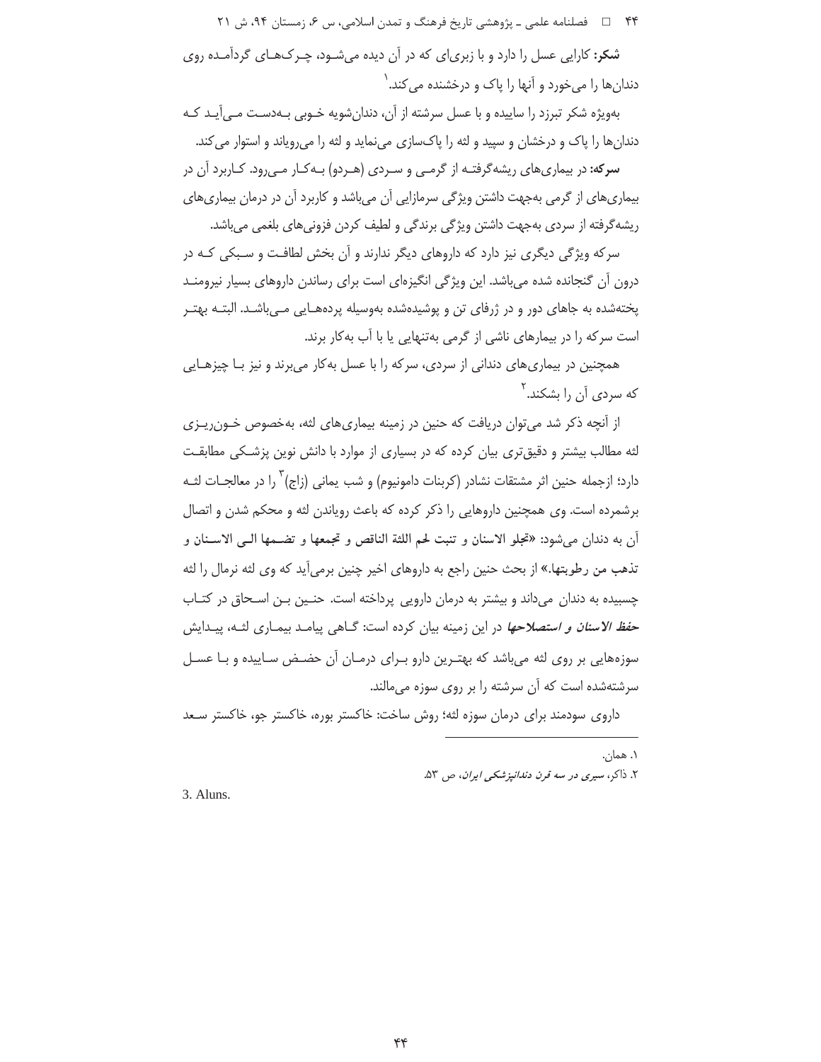**شکر:** کارایی عسل را دارد و با زبری‌ای که در آن دیده می‌شـود، چـرک‌هـای گردآمـده روی دندان‌ها را می‌خورد و آنها را پاک و درخشنده می‌کند.[1]

به‌ویژه شکر تبرزد را ساییده و با عسل سرشته از آن، دندان‌شویه خـوبی بـه‌دسـت مـی‌آیـد کـه دندان‌ها را پاک و درخشان و سپید و لثه را پاک‌سازی می‌نماید و لثه را می‌رویاند و استوار می‌کند.

**سرکه:** در بیماری‌های ریشه‌گرفتـه از گرمـی و سـردی (هـردو) بـه‌کـار مـی‌رود. کـاربرد آن در بیماری‌های از گرمی به‌جهت داشتن ویژگی سرمازایی آن می‌باشد و کاربرد آن در درمان بیماری‌های ریشه‌گرفته از سردی به‌جهت داشتن ویژگی برندگی و لطیف کردن فزونی‌های بلغمی می‌باشد.

سرکه ویژگی دیگری نیز دارد که داروهای دیگر ندارند و آن بخش لطافـت و سـبکی کـه در درون آن گنجانده شده می‌باشد. این ویژگی انگیزه‌ای است برای رساندن داروهای بسیار نیرومنـد پخته‌شده به جاهای دور و در ژرفای تن و پوشیده‌شده به‌وسیله پرده‌هـایی مـی‌باشـد. البتـه بهتـر است سرکه را در بیمارهای ناشی از گرمی به‌تنهایی یا با آب به‌کار برند.

همچنین در بیماری‌های دندانی از سردی، سرکه را با عسل به‌کار می‌برند و نیز بـا چیزهـایی که سردی آن را بشکند.[2]

از آنچه ذکر شد می‌توان دریافت که حنین در زمینه بیماری‌های لثه، به‌خصوص خـون‌ریـزی لثه مطالب بیشتر و دقیق‌تری بیان کرده که در بسیاری از موارد با دانش نوین پزشـکی مطابقـت دارد؛ ازجمله حنین اثر مشتقات نشادر (کربنات دامونیوم) و شب یمانی (زاج)[3] را در معالجـات لثـه برشمرده است. وی همچنین داروهایی را ذکر کرده که باعث رویاندن لثه و محکم شدن و اتصال آن به دندان می‌شود: «**تجلو الاسنان و تنبت لحم اللثة الناقص و تجمعها و تضـمها الـی الاسـنان و تذهب من رطوبتها.**» از بحث حنین راجع به داروهای اخیر چنین برمی‌آید که وی لثه نرمال را لثه چسبیده به دندان می‌داند و بیشتر به درمان دارویی پرداخته است. حنـین بـن اسـحاق در کتـاب ***حفظ الاسنان و استصلاحها*** در این زمینه بیان کرده است: گـاهی پیامـد بیمـاری لثـه، پیـدایش سوزه‌هایی بر روی لثه می‌باشد که بهتـرین دارو بـرای درمـان آن حضـض سـاییده و بـا عسـل سرشته‌شده است که آن سرشته را بر روی سوزه می‌مالند.

داروی سودمند برای درمان سوزه لثه؛ روش ساخت: خاکستر بوره، خاکستر جو، خاکستر سـعد

---

۱. همان.

۲. ذاکر، *سیری در سه قرن دندانپزشکی ایران*، ص ۵۳.

3. Aluns.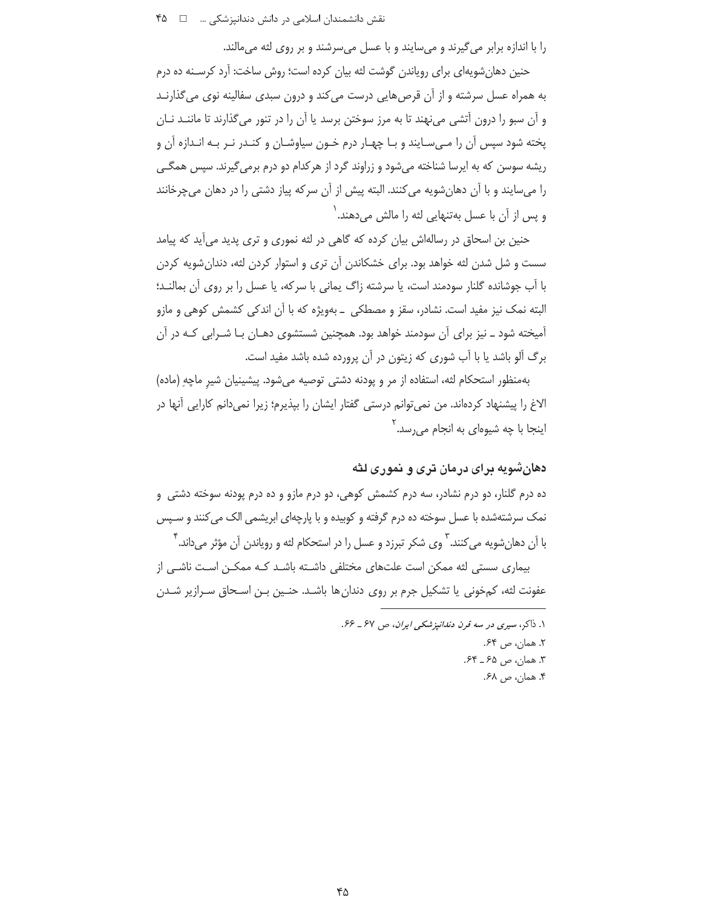را با اندازه برابر می‌گیرند و می‌سایند و با عسل می‌سرشند و بر روی لثه می‌مالند.

حنین دهان‌شویه‌ای برای رویاندن گوشت لثه بیان کرده است؛ روش ساخت: آرد کرسنه ده درم به همراه عسل سرشته و از آن قرص‌هایی درست می‌کند و درون سبدی سفالینه نوی می‌گذارند و آن سبو را درون آتشی می‌نهند تا به مرز سوختن برسد یا آن را در تنور می‌گذارند تا مانند نان پخته شود سپس آن را می‌سایند و با چهار درم خون سیاوشان و کندر نر به اندازه آن و ریشه سوسن که به ایرسا شناخته می‌شود و زراوند گرد از هرکدام دو درم برمی‌گیرند. سپس همگی را می‌سایند و با آن دهان‌شویه می‌کنند. البته پیش از آن سرکه پیاز دشتی را در دهان می‌چرخانند و پس از آن با عسل به‌تنهایی لثه را مالش می‌دهند.[1]

حنین بن اسحاق در رساله‌اش بیان کرده که گاهی در لثه نموری و تری پدید می‌آید که پیامد سست و شل شدن لثه خواهد بود. برای خشکاندن آن تری و استوار کردن لثه، دندان‌شویه کردن با آب جوشانده گلنار سودمند است، یا سرشته زاگ یمانی با سرکه، یا عسل را بر روی آن بمالند؛ البته نمک نیز مفید است. نشادر، سقز و مصطکی ـ به‌ویژه که با آن اندکی کشمش کوهی و مازو آمیخته شود ـ نیز برای آن سودمند خواهد بود. همچنین شستشوی دهان با شرابی که در آن برگ آلو باشد یا با آب شوری که زیتون در آن پرورده شده باشد مفید است.

به‌منظور استحکام لثه، استفاده از مر و پودنه دشتی توصیه می‌شود. پیشینیان شیرِ ماچهِ (ماده) الاغ را پیشنهاد کرده‌اند. من نمی‌توانم درستی گفتار ایشان را بپذیرم؛ زیرا نمی‌دانم کارایی آنها در اینجا با چه شیوه‌ای به انجام می‌رسد.[2]

## دهان‌شویه برای درمان تری و نموری لثه

ده درم گلنار، دو درم نشادر، سه درم کشمش کوهی، دو درم مازو و ده درم پودنه سوخته دشتی و نمک سرشته‌شده با عسل سوخته ده درم گرفته و کوبیده و با پارچه‌ای ابریشمی الک می‌کنند و سپس با آن دهان‌شویه می‌کنند.[3] وی شکر تبرزد و عسل را در استحکام لثه و رویاندن آن مؤثر می‌داند.[4]

بیماری سستی لثه ممکن است علت‌های مختلفی داشته باشد که ممکن است ناشی از عفونت لثه، کم‌خونی یا تشکیل جرم بر روی دندان‌ها باشد. حنین بن اسحاق سرازیر شدن

---

1. ذاکر، *سیری در سه قرن دندانپزشکی ایران*، ص ۶۷ ـ ۶۶.
2. همان، ص ۶۴.
3. همان، ص ۶۵ ـ ۶۴.
4. همان، ص ۶۸.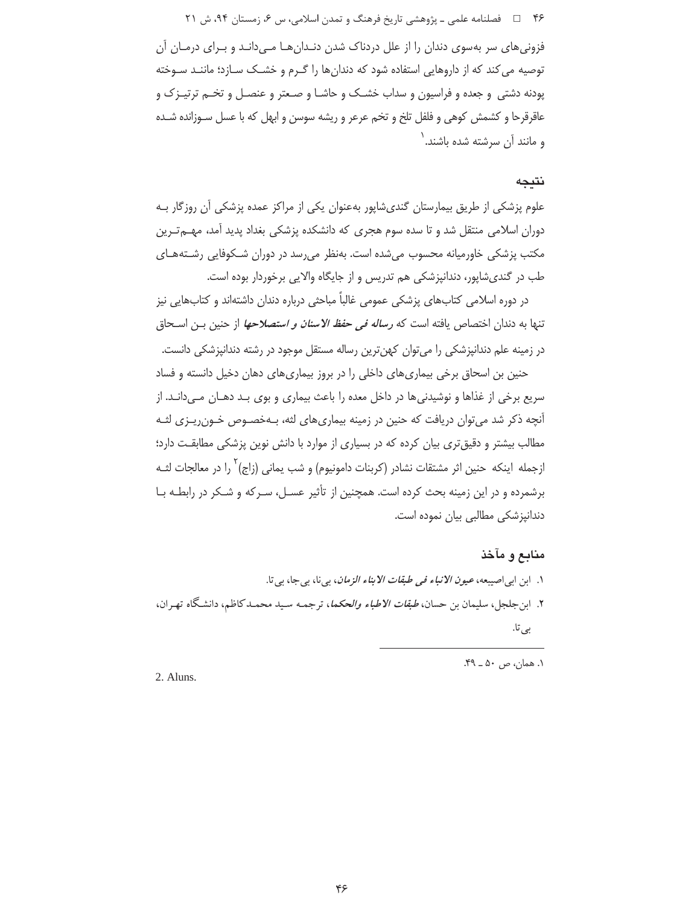فزونی‌های سر به‌سوی دندان را از علل دردناک شدن دندان‌ها می‌داند و برای درمان آن توصیه می‌کند که از داروهایی استفاده شود که دندان‌ها را گرم و خشک سازد؛ مانند سوخته پودنه دشتی و جعده و فراسیون و سداب خشک و حاشا و صعتر و عنصل و تخم ترتیزک و عاقرقرحا و کشمش کوهی و فلفل تلخ و تخم عرعر و ریشه سوسن و ابهل که با عسل سوزانده شده و مانند آن سرشته شده باشند.[1]

## نتیجه

علوم پزشکی از طریق بیمارستان گندی‌شاپور به‌عنوان یکی از مراکز عمده پزشکی آن روزگار به دوران اسلامی منتقل شد و تا سده سوم هجری که دانشکده پزشکی بغداد پدید آمد، مهم‌ترین مکتب پزشکی خاورمیانه محسوب می‌شده است. به‌نظر می‌رسد در دوران شکوفایی رشته‌های طب در گندی‌شاپور، دندانپزشکی هم تدریس و از جایگاه والایی برخوردار بوده است.

در دوره اسلامی کتاب‌های پزشکی عمومی غالباً مباحثی درباره دندان داشته‌اند و کتاب‌هایی نیز تنها به دندان اختصاص یافته است که ***رساله فی حفظ الاسنان و استصلاحها*** از حنین بن اسحاق در زمینه علم دندانپزشکی را می‌توان کهن‌ترین رساله مستقل موجود در رشته دندانپزشکی دانست.

حنین بن اسحاق برخی بیماری‌های داخلی را در بروز بیماری‌های دهان دخیل دانسته و فساد سریع برخی از غذاها و نوشیدنی‌ها در داخل معده را باعث بیماری و بوی بد دهان می‌داند. از آنچه ذکر شد می‌توان دریافت که حنین در زمینه بیماری‌های لثه، به‌خصوص خون‌ریزی لثه مطالب بیشتر و دقیق‌تری بیان کرده که در بسیاری از موارد با دانش نوین پزشکی مطابقت دارد؛ ازجمله اینکه حنین اثر مشتقات نشادر (کربنات دامونیوم) و شب یمانی (زاج)[2] را در معالجات لثه برشمرده و در این زمینه بحث کرده است. همچنین از تأثیر عسل، سرکه و شکر در رابطه با دندانپزشکی مطالبی بیان نموده است.

## منابع و مآخذ

۱. ابن ابی‌اصیبعه، ***عیون الانباء فی طبقات الابناء الزمان***، بی‌نا، بی‌جا، بی‌تا.

۲. ابن‌جلجل، سلیمان بن حسان، ***طبقات الاطباء والحکما***، ترجمه سید محمدکاظم، دانشگاه تهران، بی‌تا.

---

۱. همان، ص ۵۰ ـ ۴۹.

2. Aluns.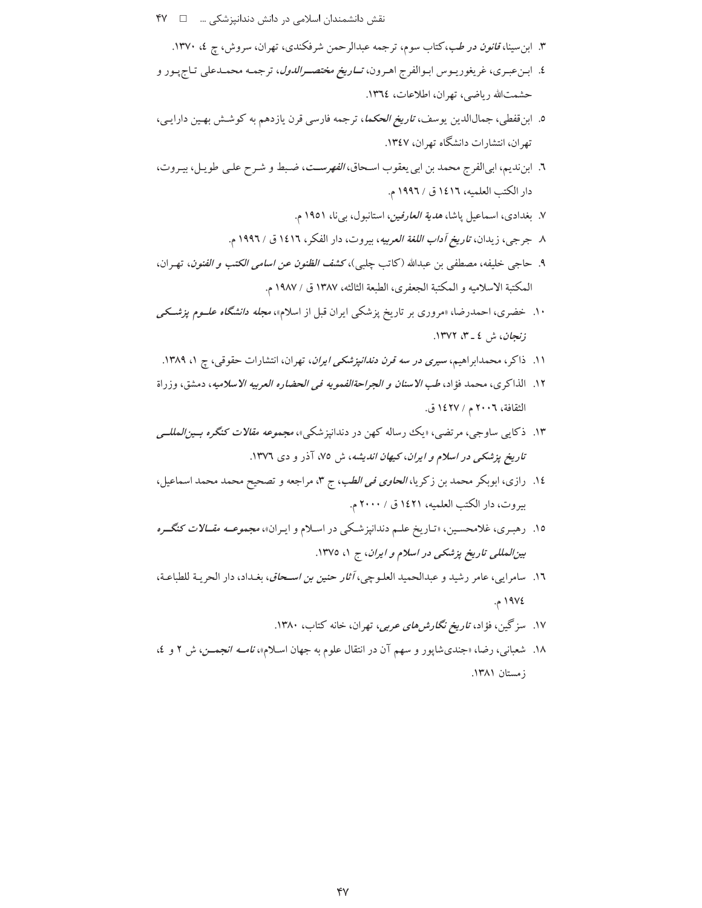۳. ابن‌سینا، *قانون در طب*، کتاب سوم، ترجمه عبدالرحمن شرفکندی، تهران، سروش، چ ٤، ۱۳۷۰.

٤. ابن‌عبری، غریغوریوس ابوالفرج اهرون، *تاریخ مختصرالدول*، ترجمه محمدعلی تاج‌پور و حشمت‌الله ریاضی، تهران، اطلاعات، ۱۳٦٤.

٥. ابن‌قفطی، جمال‌الدین یوسف، *تاریخ الحکما*، ترجمه فارسی قرن یازدهم به کوشش بهین دارایی، تهران، انتشارات دانشگاه تهران، ۱۳٤۷.

٦. ابن‌ندیم، ابی‌الفرج محمد بن ابی یعقوب اسحاق، *الفهرست*، ضبط و شرح علی طویل، بیروت، دار الکتب العلمیه، ١٤١٦ ق / ١٩٩٦ م.

۷. بغدادی، اسماعیل پاشا، *هدیة العارفین*، استانبول، بی‌نا، ١٩٥١ م.

۸. جرجی، زیدان، *تاریخ آداب اللغة العربیه*، بیروت، دار الفکر، ١٤١٦ ق / ١٩٩٦ م.

۹. حاجی خلیفه، مصطفی بن عبدالله (کاتب چلبی)، *کشف الظنون عن اسامی الکتب و الفنون*، تهران، المکتبة الاسلامیه و المکتبة الجعفری، الطبعة الثالثه، ١٣٨٧ ق / ١٩٨٧ م.

۱۰. خضری، احمدرضا، «مروری بر تاریخ پزشکی ایران قبل از اسلام»، *مجله دانشگاه علوم پزشکی زنجان*، ش ٤ ـ ۳، ۱۳۷۲.

۱۱. ذاکر، محمدابراهیم، *سیری در سه قرن دندانپزشکی ایران*، تهران، انتشارات حقوقی، چ ۱، ۱۳۸۹.

۱۲. الذاکری، محمد فؤاد، *طب الاسنان و الجراحةالفمویه فی الحضاره العربیه الاسلامیه*، دمشق، وزراة الثقافة، ٢٠٠٦ م / ١٤٢٧ ق.

۱۳. ذکایی ساوجی، مرتضی، «یک رساله کهن در دندانپزشکی»، *مجموعه مقالات کنگره بین‌المللی تاریخ پزشکی در اسلام و ایران*، *کیهان اندیشه*، ش ۷٥، آذر و دی ۱۳۷٦.

١٤. رازی، ابوبکر محمد بن زکریا، *الحاوی فی الطب*، ج ۳، مراجعه و تصحیح محمد محمد اسماعیل، بیروت، دار الکتب العلمیه، ١٤٢١ ق / ٢٠٠٠ م.

١٥. رهبری، غلامحسین، «تاریخ علم دندانپزشکی در اسلام و ایران»، *مجموعه مقالات کنگره بین‌المللی تاریخ پزشکی در اسلام و ایران*، ج ۱، ۱۳۷٥.

١٦. سامرایی، عامر رشید و عبدالحمید العلوچی، *آثار حنین بن اسحاق*، بغداد، دار الحریة للطباعة، ١٩٧٤ م.

١٧. سزگین، فؤاد، *تاریخ نگارش‌های عربی*، تهران، خانه کتاب، ۱۳۸۰.

١٨. شعبانی، رضا، «جندی‌شاپور و سهم آن در انتقال علوم به جهان اسلام»، *نامه انجمن*، ش ۲ و ٤، زمستان ۱۳۸۱.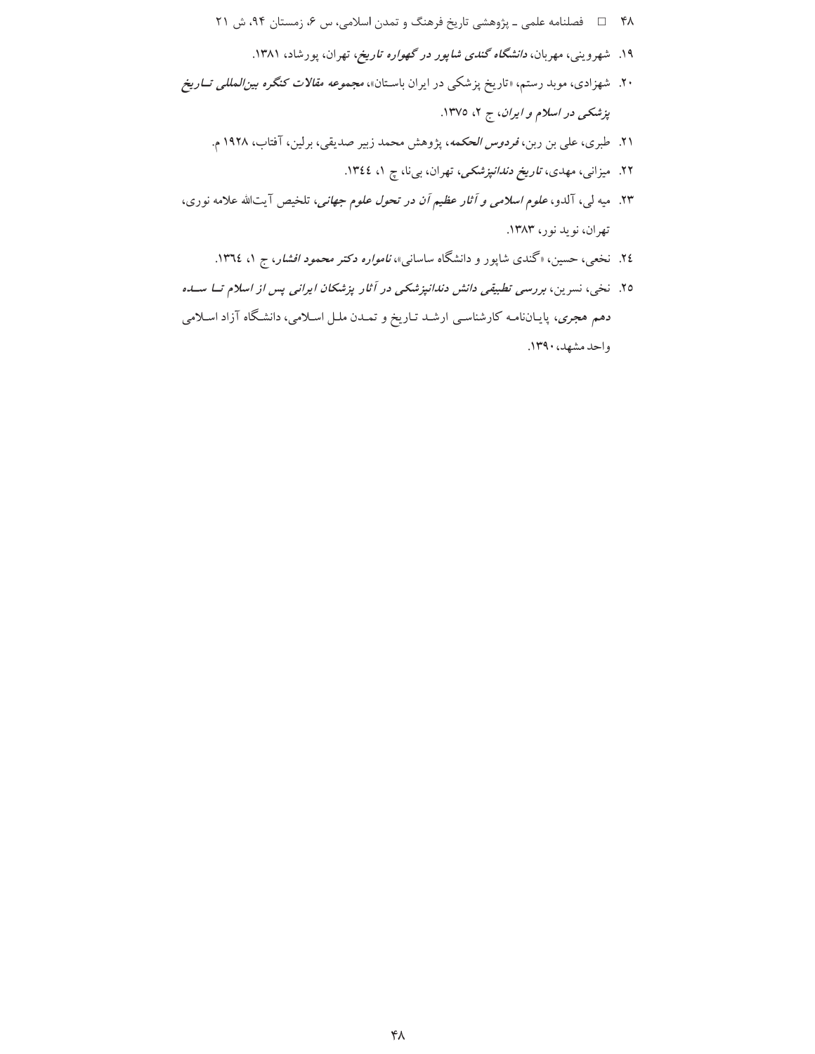۱۹. شهروینی، مهربان، ***دانشگاه گندی شاپور در گهواره تاریخ***، تهران، پورشاد، ۱۳۸۱.

۲۰. شهزادی، موبد رستم، «تاریخ پزشکی در ایران باستان»، ***مجموعه مقالات کنگره بین‌المللی تاریخ پزشکی در اسلام و ایران***، ج ۲، ۱۳۷۵.

۲۱. طبری، علی بن ربن، ***فردوس الحکمه***، پژوهش محمد زبیر صدیقی، برلین، آفتاب، ۱۹۲۸ م.

۲۲. میزانی، مهدی، ***تاریخ دندانپزشکی***، تهران، بی‌نا، چ ۱، ۱۳٤٤.

۲۳. میه لی، آلدو، ***علوم اسلامی و آثار عظیم آن در تحول علوم جهانی***، تلخیص آیت‌الله علامه نوری، تهران، نوید نور، ۱۳۸۳.

۲٤. نخعی، حسین، «گندی شاپور و دانشگاه ساسانی»، ***ناموارهٔ دکتر محمود افشار***، ج ۱، ۱۳٦٤.

۲۵. نخی، نسرین، ***بررسی تطبیقی دانش دندانپزشکی در آثار پزشکان ایرانی پس از اسلام تا سده دهم هجری***، پایان‌نامه کارشناسی ارشد تاریخ و تمدن ملل اسلامی، دانشگاه آزاد اسلامی واحد مشهد، ۱۳۹۰.